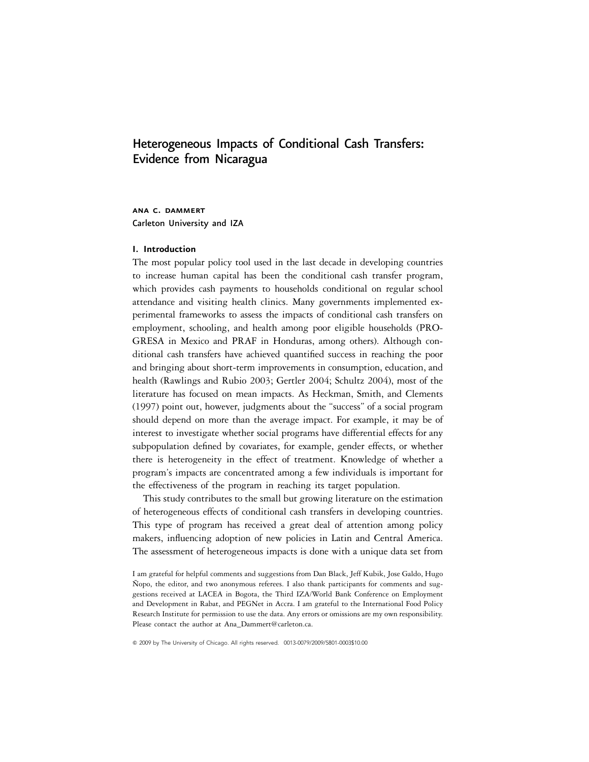# Heterogeneous Impacts of Conditional Cash Transfers: Evidence from Nicaragua

**ANA C. DAMMERT**
Carleton University and IZA

## I. Introduction

The most popular policy tool used in the last decade in developing countries to increase human capital has been the conditional cash transfer program, which provides cash payments to households conditional on regular school attendance and visiting health clinics. Many governments implemented experimental frameworks to assess the impacts of conditional cash transfers on employment, schooling, and health among poor eligible households (PROGRESA in Mexico and PRAF in Honduras, among others). Although conditional cash transfers have achieved quantified success in reaching the poor and bringing about short-term improvements in consumption, education, and health (Rawlings and Rubio 2003; Gertler 2004; Schultz 2004), most of the literature has focused on mean impacts. As Heckman, Smith, and Clements (1997) point out, however, judgments about the "success" of a social program should depend on more than the average impact. For example, it may be of interest to investigate whether social programs have differential effects for any subpopulation defined by covariates, for example, gender effects, or whether there is heterogeneity in the effect of treatment. Knowledge of whether a program's impacts are concentrated among a few individuals is important for the effectiveness of the program in reaching its target population.

This study contributes to the small but growing literature on the estimation of heterogeneous effects of conditional cash transfers in developing countries. This type of program has received a great deal of attention among policy makers, influencing adoption of new policies in Latin and Central America. The assessment of heterogeneous impacts is done with a unique data set from

I am grateful for helpful comments and suggestions from Dan Black, Jeff Kubik, Jose Galdo, Hugo Ñopo, the editor, and two anonymous referees. I also thank participants for comments and suggestions received at LACEA in Bogota, the Third IZA/World Bank Conference on Employment and Development in Rabat, and PEGNet in Accra. I am grateful to the International Food Policy Research Institute for permission to use the data. Any errors or omissions are my own responsibility. Please contact the author at Ana_Dammert@carleton.ca.

© 2009 by The University of Chicago. All rights reserved. 0013-0079/2009/5801-0003$10.00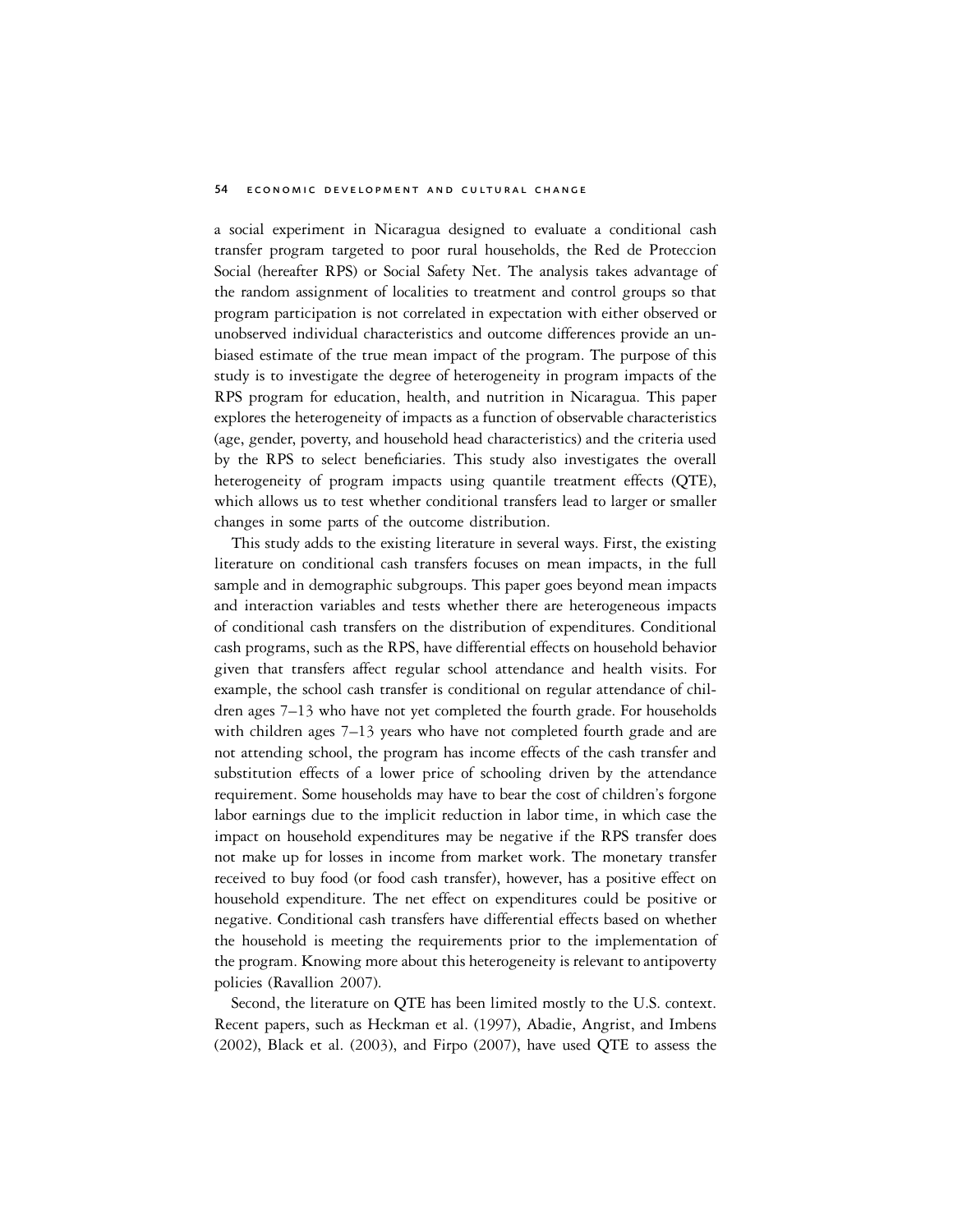a social experiment in Nicaragua designed to evaluate a conditional cash transfer program targeted to poor rural households, the Red de Proteccion Social (hereafter RPS) or Social Safety Net. The analysis takes advantage of the random assignment of localities to treatment and control groups so that program participation is not correlated in expectation with either observed or unobserved individual characteristics and outcome differences provide an unbiased estimate of the true mean impact of the program. The purpose of this study is to investigate the degree of heterogeneity in program impacts of the RPS program for education, health, and nutrition in Nicaragua. This paper explores the heterogeneity of impacts as a function of observable characteristics (age, gender, poverty, and household head characteristics) and the criteria used by the RPS to select beneficiaries. This study also investigates the overall heterogeneity of program impacts using quantile treatment effects (QTE), which allows us to test whether conditional transfers lead to larger or smaller changes in some parts of the outcome distribution.

This study adds to the existing literature in several ways. First, the existing literature on conditional cash transfers focuses on mean impacts, in the full sample and in demographic subgroups. This paper goes beyond mean impacts and interaction variables and tests whether there are heterogeneous impacts of conditional cash transfers on the distribution of expenditures. Conditional cash programs, such as the RPS, have differential effects on household behavior given that transfers affect regular school attendance and health visits. For example, the school cash transfer is conditional on regular attendance of children ages 7–13 who have not yet completed the fourth grade. For households with children ages 7–13 years who have not completed fourth grade and are not attending school, the program has income effects of the cash transfer and substitution effects of a lower price of schooling driven by the attendance requirement. Some households may have to bear the cost of children's forgone labor earnings due to the implicit reduction in labor time, in which case the impact on household expenditures may be negative if the RPS transfer does not make up for losses in income from market work. The monetary transfer received to buy food (or food cash transfer), however, has a positive effect on household expenditure. The net effect on expenditures could be positive or negative. Conditional cash transfers have differential effects based on whether the household is meeting the requirements prior to the implementation of the program. Knowing more about this heterogeneity is relevant to antipoverty policies (Ravallion 2007).

Second, the literature on QTE has been limited mostly to the U.S. context. Recent papers, such as Heckman et al. (1997), Abadie, Angrist, and Imbens (2002), Black et al. (2003), and Firpo (2007), have used QTE to assess the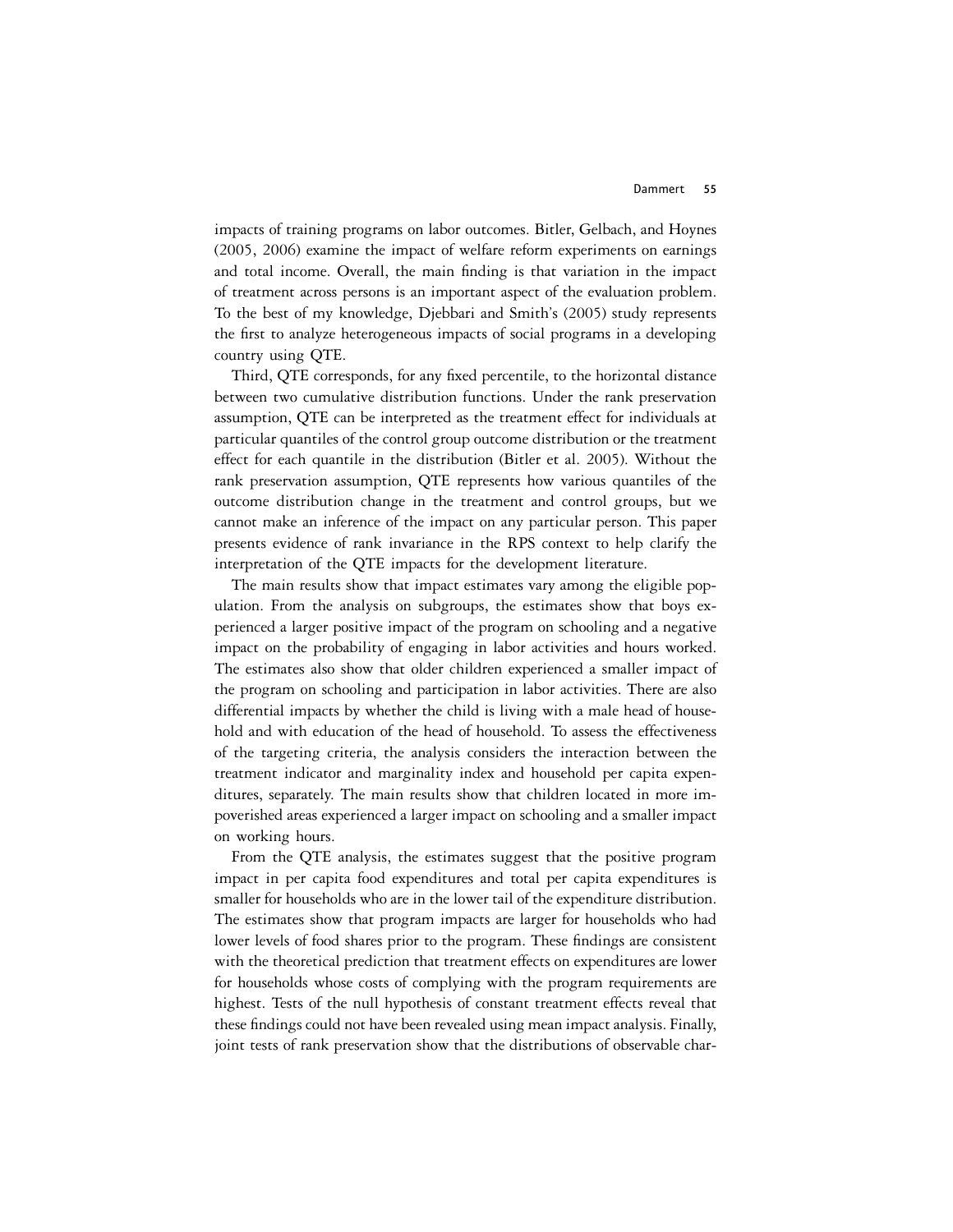impacts of training programs on labor outcomes. Bitler, Gelbach, and Hoynes (2005, 2006) examine the impact of welfare reform experiments on earnings and total income. Overall, the main finding is that variation in the impact of treatment across persons is an important aspect of the evaluation problem. To the best of my knowledge, Djebbari and Smith's (2005) study represents the first to analyze heterogeneous impacts of social programs in a developing country using QTE.

Third, QTE corresponds, for any fixed percentile, to the horizontal distance between two cumulative distribution functions. Under the rank preservation assumption, QTE can be interpreted as the treatment effect for individuals at particular quantiles of the control group outcome distribution or the treatment effect for each quantile in the distribution (Bitler et al. 2005). Without the rank preservation assumption, QTE represents how various quantiles of the outcome distribution change in the treatment and control groups, but we cannot make an inference of the impact on any particular person. This paper presents evidence of rank invariance in the RPS context to help clarify the interpretation of the QTE impacts for the development literature.

The main results show that impact estimates vary among the eligible population. From the analysis on subgroups, the estimates show that boys experienced a larger positive impact of the program on schooling and a negative impact on the probability of engaging in labor activities and hours worked. The estimates also show that older children experienced a smaller impact of the program on schooling and participation in labor activities. There are also differential impacts by whether the child is living with a male head of household and with education of the head of household. To assess the effectiveness of the targeting criteria, the analysis considers the interaction between the treatment indicator and marginality index and household per capita expenditures, separately. The main results show that children located in more impoverished areas experienced a larger impact on schooling and a smaller impact on working hours.

From the QTE analysis, the estimates suggest that the positive program impact in per capita food expenditures and total per capita expenditures is smaller for households who are in the lower tail of the expenditure distribution. The estimates show that program impacts are larger for households who had lower levels of food shares prior to the program. These findings are consistent with the theoretical prediction that treatment effects on expenditures are lower for households whose costs of complying with the program requirements are highest. Tests of the null hypothesis of constant treatment effects reveal that these findings could not have been revealed using mean impact analysis. Finally, joint tests of rank preservation show that the distributions of observable char-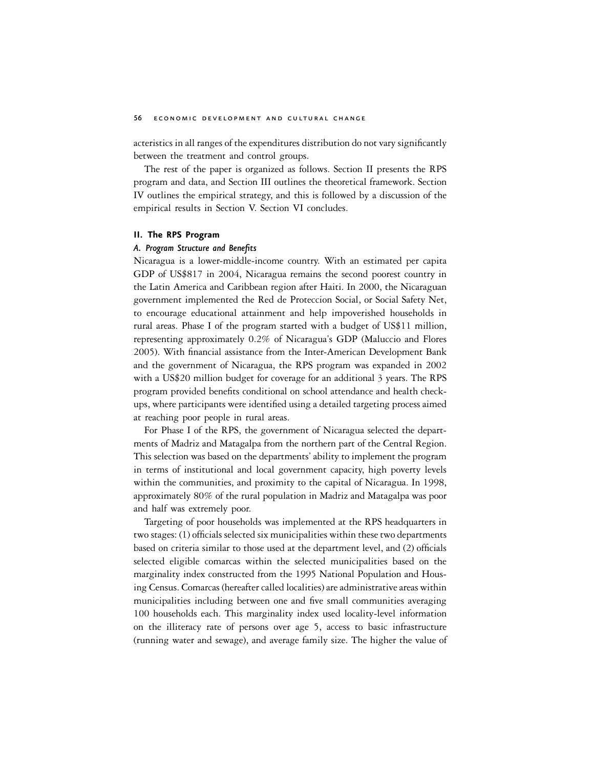acteristics in all ranges of the expenditures distribution do not vary significantly between the treatment and control groups.

The rest of the paper is organized as follows. Section II presents the RPS program and data, and Section III outlines the theoretical framework. Section IV outlines the empirical strategy, and this is followed by a discussion of the empirical results in Section V. Section VI concludes.

## II. The RPS Program

### *A. Program Structure and Benefits*

Nicaragua is a lower-middle-income country. With an estimated per capita GDP of US$817 in 2004, Nicaragua remains the second poorest country in the Latin America and Caribbean region after Haiti. In 2000, the Nicaraguan government implemented the Red de Proteccion Social, or Social Safety Net, to encourage educational attainment and help impoverished households in rural areas. Phase I of the program started with a budget of US$11 million, representing approximately 0.2% of Nicaragua's GDP (Maluccio and Flores 2005). With financial assistance from the Inter-American Development Bank and the government of Nicaragua, the RPS program was expanded in 2002 with a US$20 million budget for coverage for an additional 3 years. The RPS program provided benefits conditional on school attendance and health checkups, where participants were identified using a detailed targeting process aimed at reaching poor people in rural areas.

For Phase I of the RPS, the government of Nicaragua selected the departments of Madriz and Matagalpa from the northern part of the Central Region. This selection was based on the departments' ability to implement the program in terms of institutional and local government capacity, high poverty levels within the communities, and proximity to the capital of Nicaragua. In 1998, approximately 80% of the rural population in Madriz and Matagalpa was poor and half was extremely poor.

Targeting of poor households was implemented at the RPS headquarters in two stages: (1) officials selected six municipalities within these two departments based on criteria similar to those used at the department level, and (2) officials selected eligible comarcas within the selected municipalities based on the marginality index constructed from the 1995 National Population and Housing Census. Comarcas (hereafter called localities) are administrative areas within municipalities including between one and five small communities averaging 100 households each. This marginality index used locality-level information on the illiteracy rate of persons over age 5, access to basic infrastructure (running water and sewage), and average family size. The higher the value of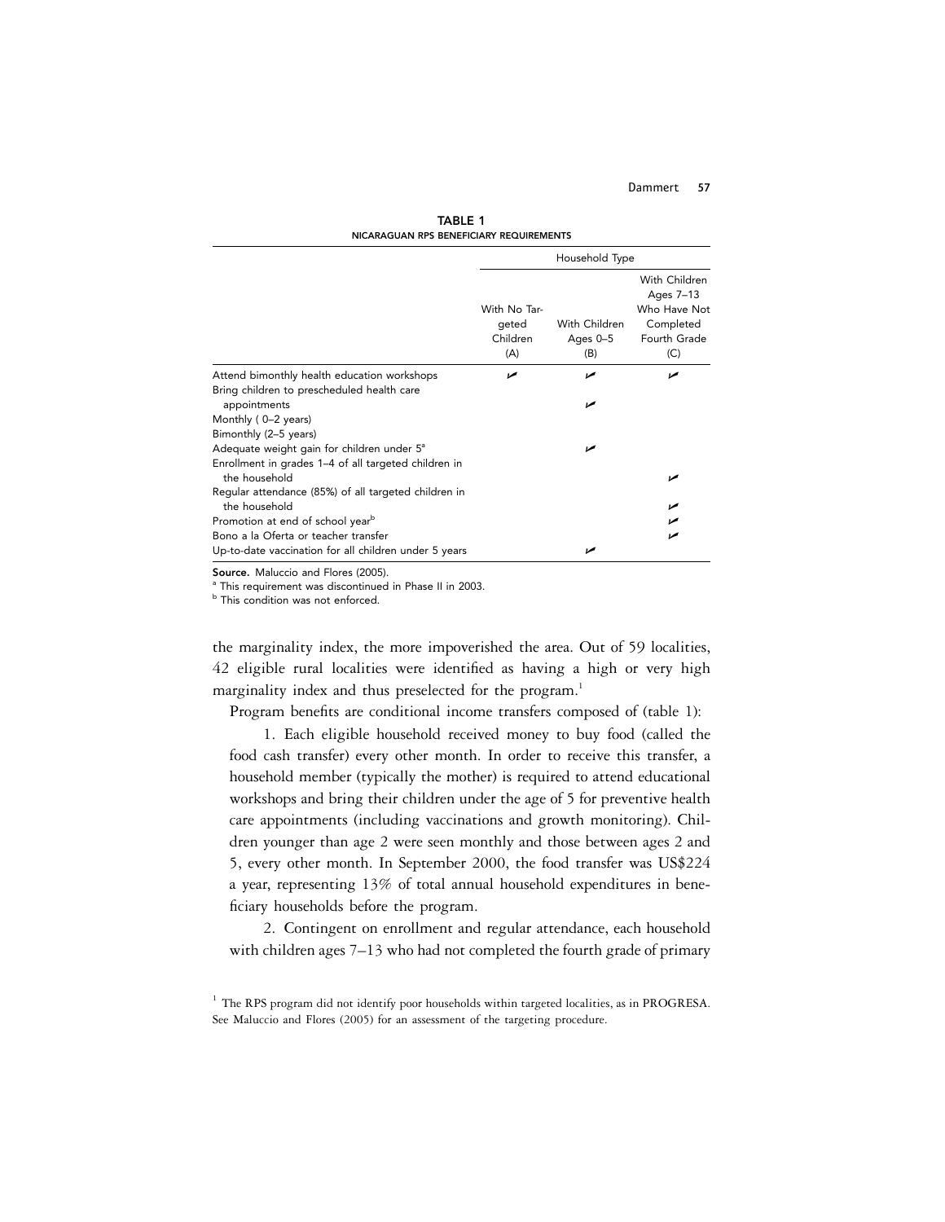**TABLE 1**
**NICARAGUAN RPS BENEFICIARY REQUIREMENTS**

| | Household Type | | |
|---|---|---|---|
| | With No Targeted Children (A) | With Children Ages 0–5 (B) | With Children Ages 7–13 Who Have Not Completed Fourth Grade (C) |
| Attend bimonthly health education workshops | ✓ | ✓ | ✓ |
| Bring children to prescheduled health care appointments | | ✓ | |
| Monthly ( 0–2 years) | | | |
| Bimonthly (2–5 years) | | | |
| Adequate weight gain for children under 5[a] | | ✓ | |
| Enrollment in grades 1–4 of all targeted children in the household | | | ✓ |
| Regular attendance (85%) of all targeted children in the household | | | ✓ |
| Promotion at end of school year[b] | | | ✓ |
| Bono a la Oferta or teacher transfer | | | ✓ |
| Up-to-date vaccination for all children under 5 years | | ✓ | |

**Source.** Maluccio and Flores (2005).
[a] This requirement was discontinued in Phase II in 2003.
[b] This condition was not enforced.

the marginality index, the more impoverished the area. Out of 59 localities, 42 eligible rural localities were identified as having a high or very high marginality index and thus preselected for the program.[1]

Program benefits are conditional income transfers composed of (table 1):

1. Each eligible household received money to buy food (called the food cash transfer) every other month. In order to receive this transfer, a household member (typically the mother) is required to attend educational workshops and bring their children under the age of 5 for preventive health care appointments (including vaccinations and growth monitoring). Children younger than age 2 were seen monthly and those between ages 2 and 5, every other month. In September 2000, the food transfer was US$224 a year, representing 13% of total annual household expenditures in beneficiary households before the program.

2. Contingent on enrollment and regular attendance, each household with children ages 7–13 who had not completed the fourth grade of primary

[1] The RPS program did not identify poor households within targeted localities, as in PROGRESA. See Maluccio and Flores (2005) for an assessment of the targeting procedure.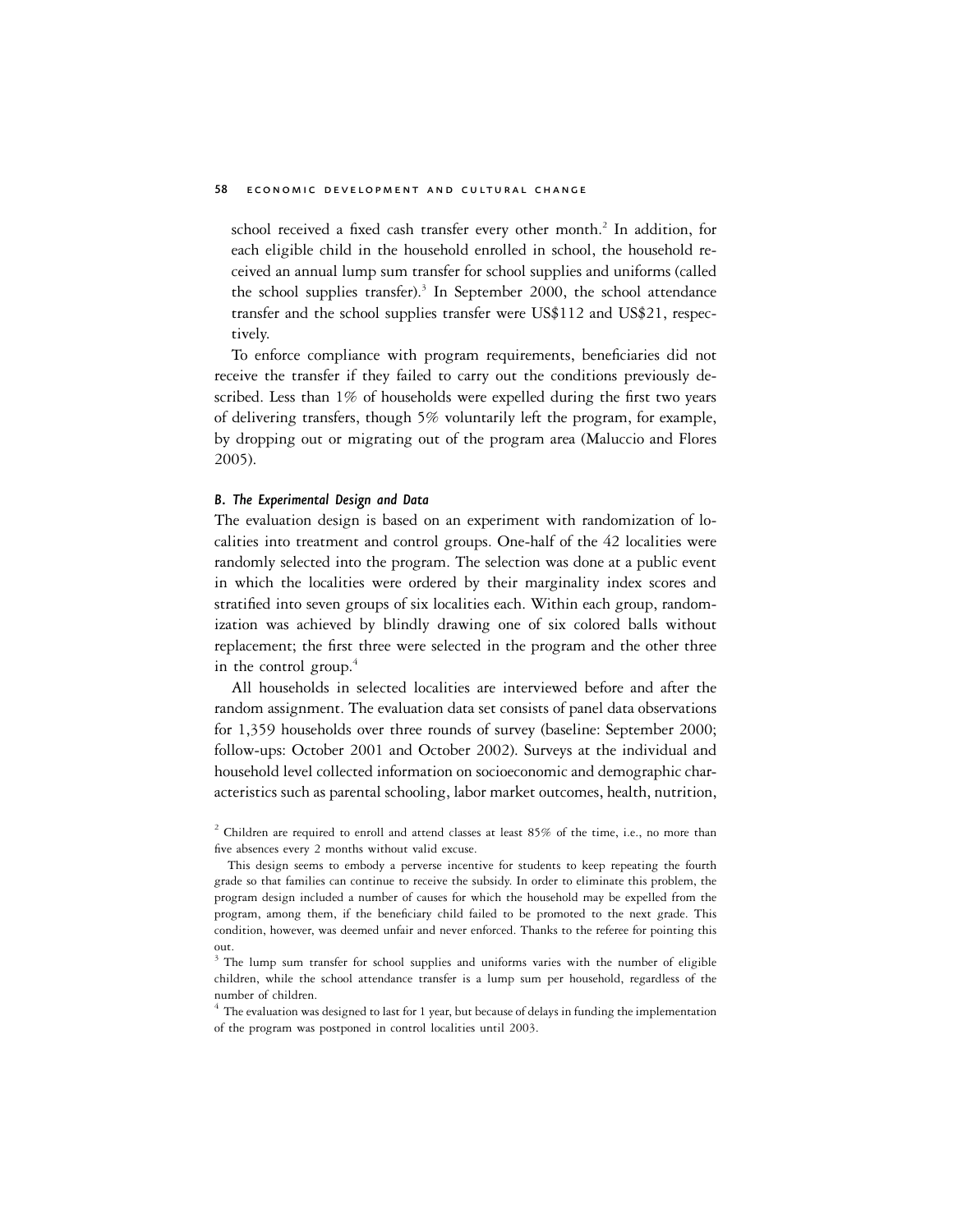school received a fixed cash transfer every other month.[2] In addition, for each eligible child in the household enrolled in school, the household received an annual lump sum transfer for school supplies and uniforms (called the school supplies transfer).[3] In September 2000, the school attendance transfer and the school supplies transfer were US$112 and US$21, respectively.

To enforce compliance with program requirements, beneficiaries did not receive the transfer if they failed to carry out the conditions previously described. Less than 1% of households were expelled during the first two years of delivering transfers, though 5% voluntarily left the program, for example, by dropping out or migrating out of the program area (Maluccio and Flores 2005).

### *B. The Experimental Design and Data*

The evaluation design is based on an experiment with randomization of localities into treatment and control groups. One-half of the 42 localities were randomly selected into the program. The selection was done at a public event in which the localities were ordered by their marginality index scores and stratified into seven groups of six localities each. Within each group, randomization was achieved by blindly drawing one of six colored balls without replacement; the first three were selected in the program and the other three in the control group.[4]

All households in selected localities are interviewed before and after the random assignment. The evaluation data set consists of panel data observations for 1,359 households over three rounds of survey (baseline: September 2000; follow-ups: October 2001 and October 2002). Surveys at the individual and household level collected information on socioeconomic and demographic characteristics such as parental schooling, labor market outcomes, health, nutrition,

---

[2] Children are required to enroll and attend classes at least 85% of the time, i.e., no more than five absences every 2 months without valid excuse.

This design seems to embody a perverse incentive for students to keep repeating the fourth grade so that families can continue to receive the subsidy. In order to eliminate this problem, the program design included a number of causes for which the household may be expelled from the program, among them, if the beneficiary child failed to be promoted to the next grade. This condition, however, was deemed unfair and never enforced. Thanks to the referee for pointing this out.

[3] The lump sum transfer for school supplies and uniforms varies with the number of eligible children, while the school attendance transfer is a lump sum per household, regardless of the number of children.

[4] The evaluation was designed to last for 1 year, but because of delays in funding the implementation of the program was postponed in control localities until 2003.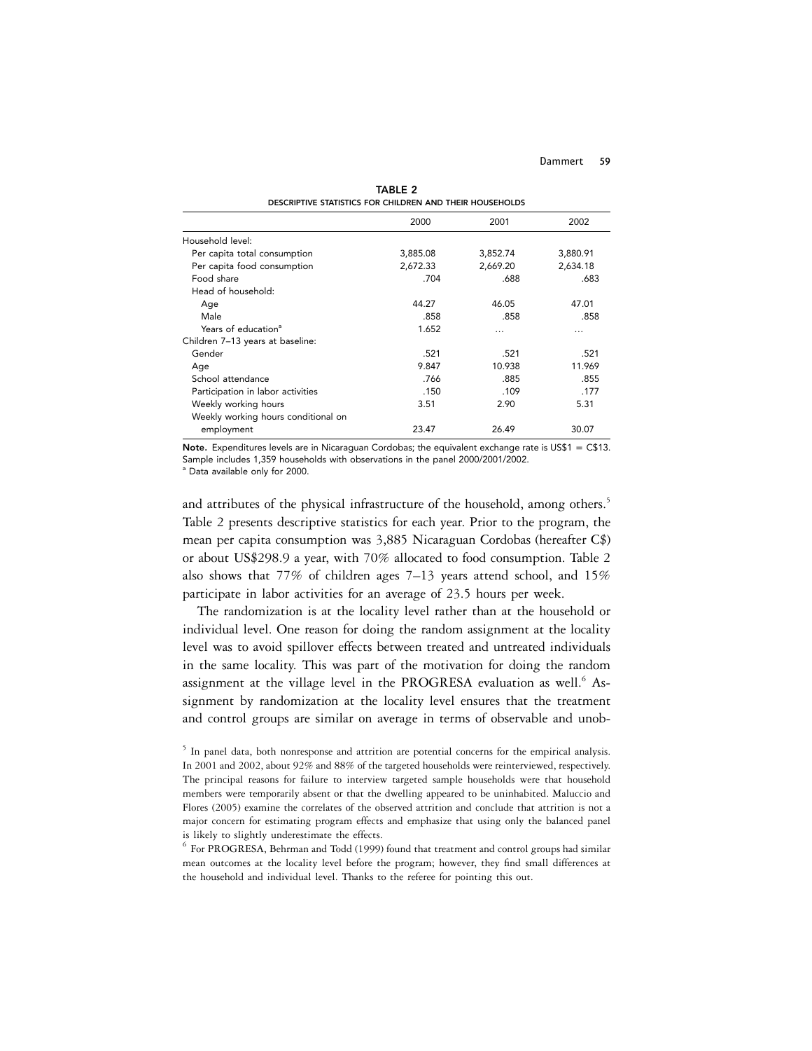**TABLE 2**
DESCRIPTIVE STATISTICS FOR CHILDREN AND THEIR HOUSEHOLDS

| | 2000 | 2001 | 2002 |
|---|---|---|---|
| Household level: | | | |
| Per capita total consumption | 3,885.08 | 3,852.74 | 3,880.91 |
| Per capita food consumption | 2,672.33 | 2,669.20 | 2,634.18 |
| Food share | .704 | .688 | .683 |
| Head of household: | | | |
| Age | 44.27 | 46.05 | 47.01 |
| Male | .858 | .858 | .858 |
| Years of education[a] | 1.652 | … | … |
| Children 7–13 years at baseline: | | | |
| Gender | .521 | .521 | .521 |
| Age | 9.847 | 10.938 | 11.969 |
| School attendance | .766 | .885 | .855 |
| Participation in labor activities | .150 | .109 | .177 |
| Weekly working hours | 3.51 | 2.90 | 5.31 |
| Weekly working hours conditional on employment | 23.47 | 26.49 | 30.07 |

**Note.** Expenditures levels are in Nicaraguan Cordobas; the equivalent exchange rate is US$1 = C$13. Sample includes 1,359 households with observations in the panel 2000/2001/2002.
[a] Data available only for 2000.

and attributes of the physical infrastructure of the household, among others.[5] Table 2 presents descriptive statistics for each year. Prior to the program, the mean per capita consumption was 3,885 Nicaraguan Cordobas (hereafter C$) or about US$298.9 a year, with 70% allocated to food consumption. Table 2 also shows that 77% of children ages 7–13 years attend school, and 15% participate in labor activities for an average of 23.5 hours per week.

The randomization is at the locality level rather than at the household or individual level. One reason for doing the random assignment at the locality level was to avoid spillover effects between treated and untreated individuals in the same locality. This was part of the motivation for doing the random assignment at the village level in the PROGRESA evaluation as well.[6] Assignment by randomization at the locality level ensures that the treatment and control groups are similar on average in terms of observable and unob-

[5] In panel data, both nonresponse and attrition are potential concerns for the empirical analysis. In 2001 and 2002, about 92% and 88% of the targeted households were reinterviewed, respectively. The principal reasons for failure to interview targeted sample households were that household members were temporarily absent or that the dwelling appeared to be uninhabited. Maluccio and Flores (2005) examine the correlates of the observed attrition and conclude that attrition is not a major concern for estimating program effects and emphasize that using only the balanced panel is likely to slightly underestimate the effects.

[6] For PROGRESA, Behrman and Todd (1999) found that treatment and control groups had similar mean outcomes at the locality level before the program; however, they find small differences at the household and individual level. Thanks to the referee for pointing this out.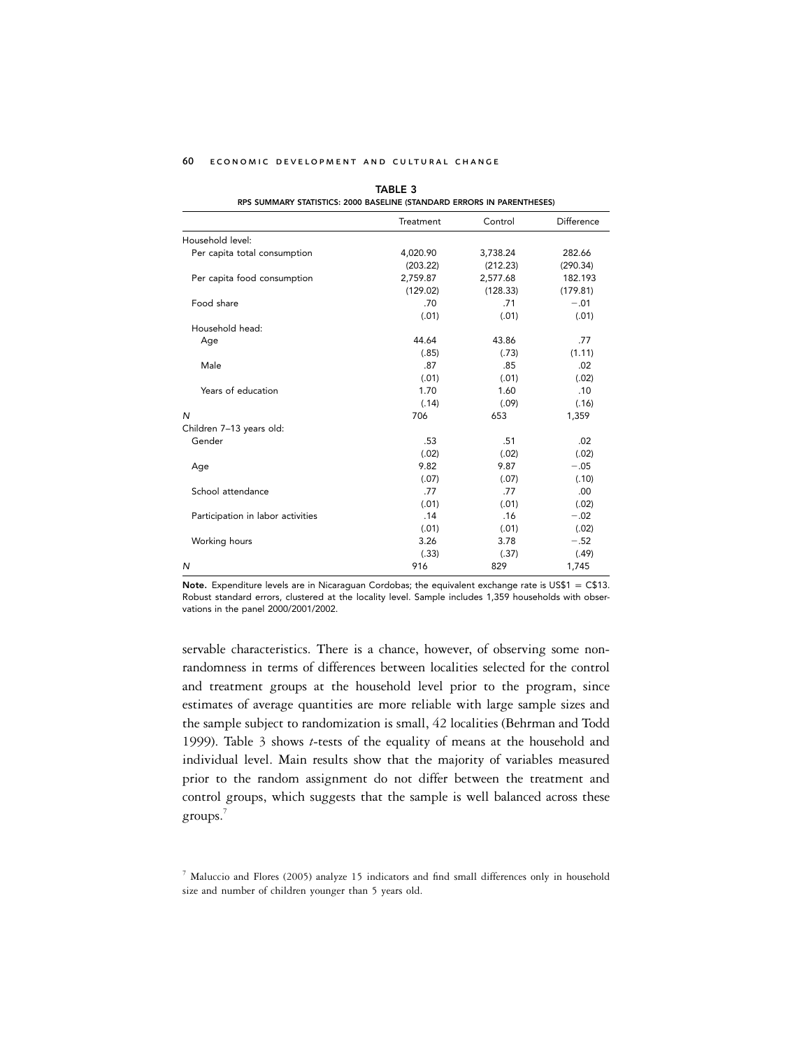**TABLE 3**

RPS SUMMARY STATISTICS: 2000 BASELINE (STANDARD ERRORS IN PARENTHESES)

| | Treatment | Control | Difference |
|---|---|---|---|
| Household level: | | | |
| Per capita total consumption | 4,020.90 | 3,738.24 | 282.66 |
| | (203.22) | (212.23) | (290.34) |
| Per capita food consumption | 2,759.87 | 2,577.68 | 182.193 |
| | (129.02) | (128.33) | (179.81) |
| Food share | .70 | .71 | −.01 |
| | (.01) | (.01) | (.01) |
| Household head: | | | |
| Age | 44.64 | 43.86 | .77 |
| | (.85) | (.73) | (1.11) |
| Male | .87 | .85 | .02 |
| | (.01) | (.01) | (.02) |
| Years of education | 1.70 | 1.60 | .10 |
| | (.14) | (.09) | (.16) |
| *N* | 706 | 653 | 1,359 |
| Children 7–13 years old: | | | |
| Gender | .53 | .51 | .02 |
| | (.02) | (.02) | (.02) |
| Age | 9.82 | 9.87 | −.05 |
| | (.07) | (.07) | (.10) |
| School attendance | .77 | .77 | .00 |
| | (.01) | (.01) | (.02) |
| Participation in labor activities | .14 | .16 | −.02 |
| | (.01) | (.01) | (.02) |
| Working hours | 3.26 | 3.78 | −.52 |
| | (.33) | (.37) | (.49) |
| *N* | 916 | 829 | 1,745 |

**Note.** Expenditure levels are in Nicaraguan Cordobas; the equivalent exchange rate is US$1 = C$13. Robust standard errors, clustered at the locality level. Sample includes 1,359 households with observations in the panel 2000/2001/2002.

servable characteristics. There is a chance, however, of observing some nonrandomness in terms of differences between localities selected for the control and treatment groups at the household level prior to the program, since estimates of average quantities are more reliable with large sample sizes and the sample subject to randomization is small, 42 localities (Behrman and Todd 1999). Table 3 shows *t*-tests of the equality of means at the household and individual level. Main results show that the majority of variables measured prior to the random assignment do not differ between the treatment and control groups, which suggests that the sample is well balanced across these groups.[7]

[7] Maluccio and Flores (2005) analyze 15 indicators and find small differences only in household size and number of children younger than 5 years old.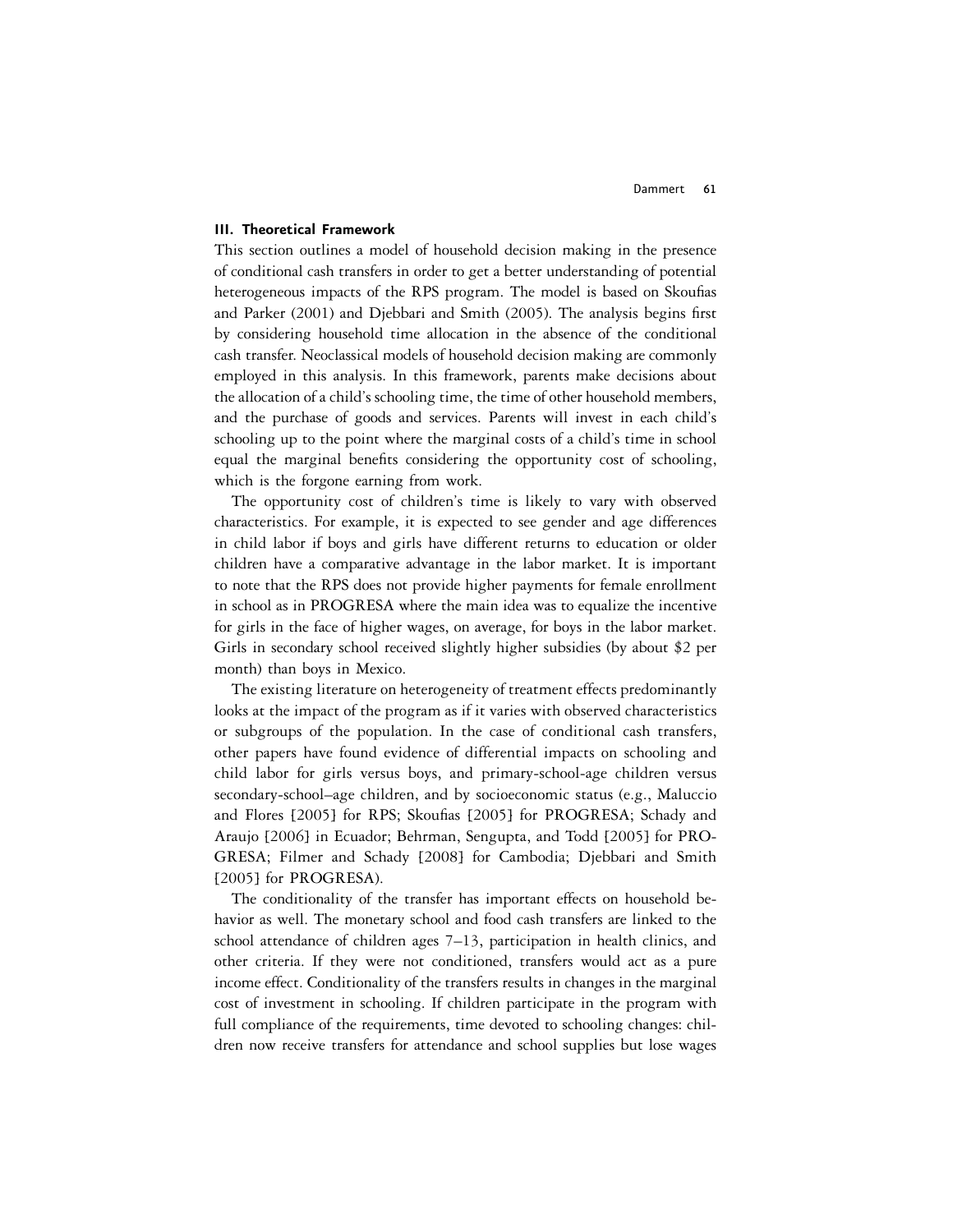### III. Theoretical Framework

This section outlines a model of household decision making in the presence of conditional cash transfers in order to get a better understanding of potential heterogeneous impacts of the RPS program. The model is based on Skoufias and Parker (2001) and Djebbari and Smith (2005). The analysis begins first by considering household time allocation in the absence of the conditional cash transfer. Neoclassical models of household decision making are commonly employed in this analysis. In this framework, parents make decisions about the allocation of a child's schooling time, the time of other household members, and the purchase of goods and services. Parents will invest in each child's schooling up to the point where the marginal costs of a child's time in school equal the marginal benefits considering the opportunity cost of schooling, which is the forgone earning from work.

The opportunity cost of children's time is likely to vary with observed characteristics. For example, it is expected to see gender and age differences in child labor if boys and girls have different returns to education or older children have a comparative advantage in the labor market. It is important to note that the RPS does not provide higher payments for female enrollment in school as in PROGRESA where the main idea was to equalize the incentive for girls in the face of higher wages, on average, for boys in the labor market. Girls in secondary school received slightly higher subsidies (by about \$2 per month) than boys in Mexico.

The existing literature on heterogeneity of treatment effects predominantly looks at the impact of the program as if it varies with observed characteristics or subgroups of the population. In the case of conditional cash transfers, other papers have found evidence of differential impacts on schooling and child labor for girls versus boys, and primary-school-age children versus secondary-school–age children, and by socioeconomic status (e.g., Maluccio and Flores [2005] for RPS; Skoufias [2005] for PROGRESA; Schady and Araujo [2006] in Ecuador; Behrman, Sengupta, and Todd [2005] for PROGRESA; Filmer and Schady [2008] for Cambodia; Djebbari and Smith [2005] for PROGRESA).

The conditionality of the transfer has important effects on household behavior as well. The monetary school and food cash transfers are linked to the school attendance of children ages 7–13, participation in health clinics, and other criteria. If they were not conditioned, transfers would act as a pure income effect. Conditionality of the transfers results in changes in the marginal cost of investment in schooling. If children participate in the program with full compliance of the requirements, time devoted to schooling changes: children now receive transfers for attendance and school supplies but lose wages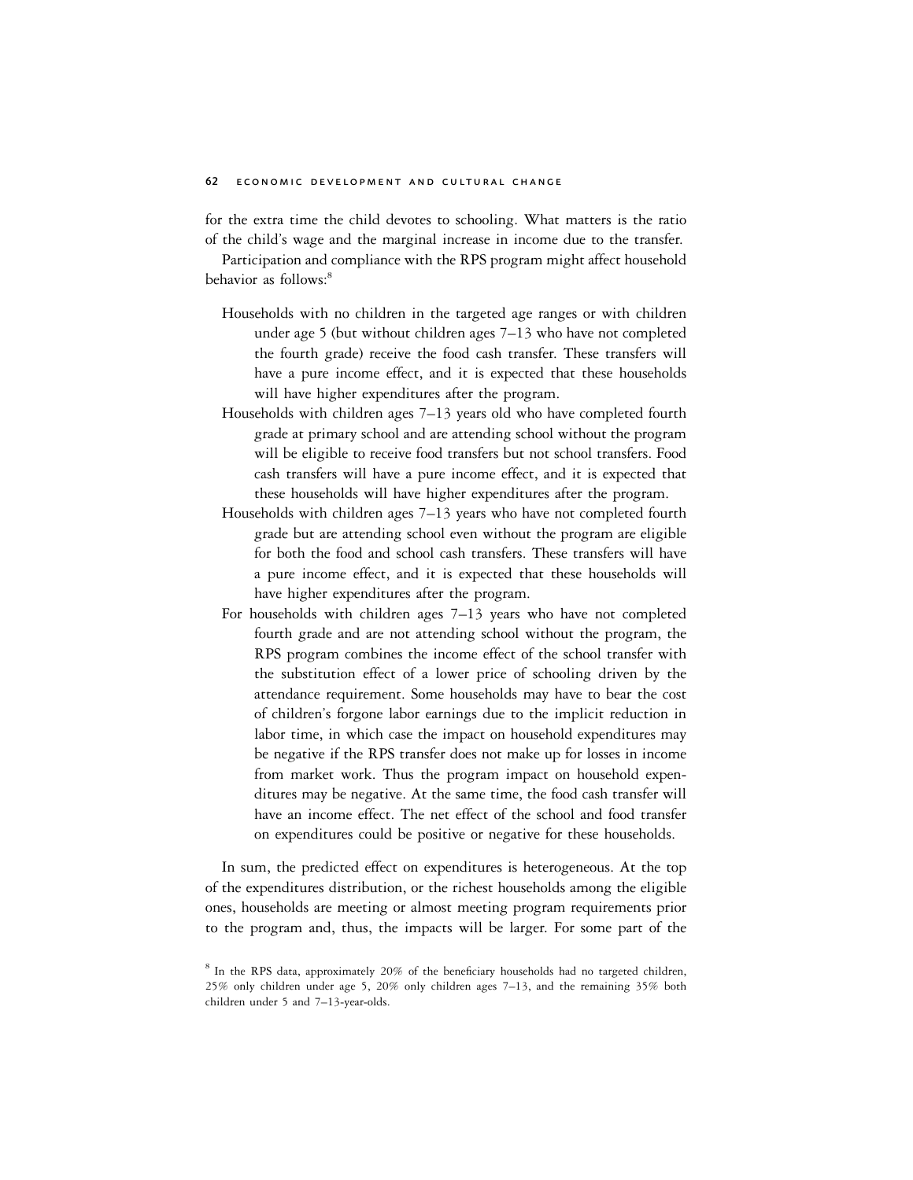for the extra time the child devotes to schooling. What matters is the ratio of the child's wage and the marginal increase in income due to the transfer.

Participation and compliance with the RPS program might affect household behavior as follows:[8]

- Households with no children in the targeted age ranges or with children under age 5 (but without children ages 7–13 who have not completed the fourth grade) receive the food cash transfer. These transfers will have a pure income effect, and it is expected that these households will have higher expenditures after the program.
- Households with children ages 7–13 years old who have completed fourth grade at primary school and are attending school without the program will be eligible to receive food transfers but not school transfers. Food cash transfers will have a pure income effect, and it is expected that these households will have higher expenditures after the program.
- Households with children ages 7–13 years who have not completed fourth grade but are attending school even without the program are eligible for both the food and school cash transfers. These transfers will have a pure income effect, and it is expected that these households will have higher expenditures after the program.
- For households with children ages 7–13 years who have not completed fourth grade and are not attending school without the program, the RPS program combines the income effect of the school transfer with the substitution effect of a lower price of schooling driven by the attendance requirement. Some households may have to bear the cost of children's forgone labor earnings due to the implicit reduction in labor time, in which case the impact on household expenditures may be negative if the RPS transfer does not make up for losses in income from market work. Thus the program impact on household expenditures may be negative. At the same time, the food cash transfer will have an income effect. The net effect of the school and food transfer on expenditures could be positive or negative for these households.

In sum, the predicted effect on expenditures is heterogeneous. At the top of the expenditures distribution, or the richest households among the eligible ones, households are meeting or almost meeting program requirements prior to the program and, thus, the impacts will be larger. For some part of the

[8] In the RPS data, approximately 20% of the beneficiary households had no targeted children, 25% only children under age 5, 20% only children ages 7–13, and the remaining 35% both children under 5 and 7–13-year-olds.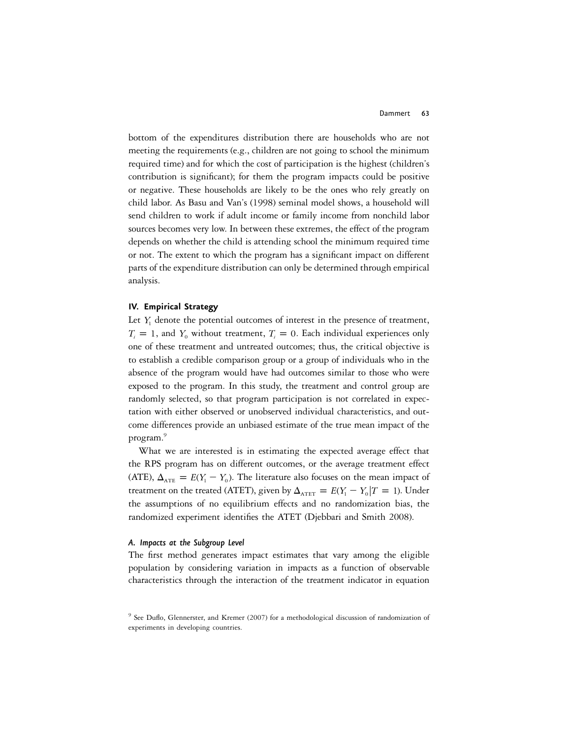bottom of the expenditures distribution there are households who are not meeting the requirements (e.g., children are not going to school the minimum required time) and for which the cost of participation is the highest (children's contribution is significant); for them the program impacts could be positive or negative. These households are likely to be the ones who rely greatly on child labor. As Basu and Van's (1998) seminal model shows, a household will send children to work if adult income or family income from nonchild labor sources becomes very low. In between these extremes, the effect of the program depends on whether the child is attending school the minimum required time or not. The extent to which the program has a significant impact on different parts of the expenditure distribution can only be determined through empirical analysis.

## IV. Empirical Strategy

Let $Y_1$ denote the potential outcomes of interest in the presence of treatment, $T_i = 1$, and $Y_0$ without treatment, $T_i = 0$. Each individual experiences only one of these treatment and untreated outcomes; thus, the critical objective is to establish a credible comparison group or a group of individuals who in the absence of the program would have had outcomes similar to those who were exposed to the program. In this study, the treatment and control group are randomly selected, so that program participation is not correlated in expectation with either observed or unobserved individual characteristics, and outcome differences provide an unbiased estimate of the true mean impact of the program.[9]

What we are interested is in estimating the expected average effect that the RPS program has on different outcomes, or the average treatment effect (ATE), $\Delta_{\text{ATE}} = E(Y_1 - Y_0)$. The literature also focuses on the mean impact of treatment on the treated (ATET), given by $\Delta_{\text{ATET}} = E(Y_1 - Y_0|T = 1)$. Under the assumptions of no equilibrium effects and no randomization bias, the randomized experiment identifies the ATET (Djebbari and Smith 2008).

### *A. Impacts at the Subgroup Level*

The first method generates impact estimates that vary among the eligible population by considering variation in impacts as a function of observable characteristics through the interaction of the treatment indicator in equation

[9] See Duflo, Glennerster, and Kremer (2007) for a methodological discussion of randomization of experiments in developing countries.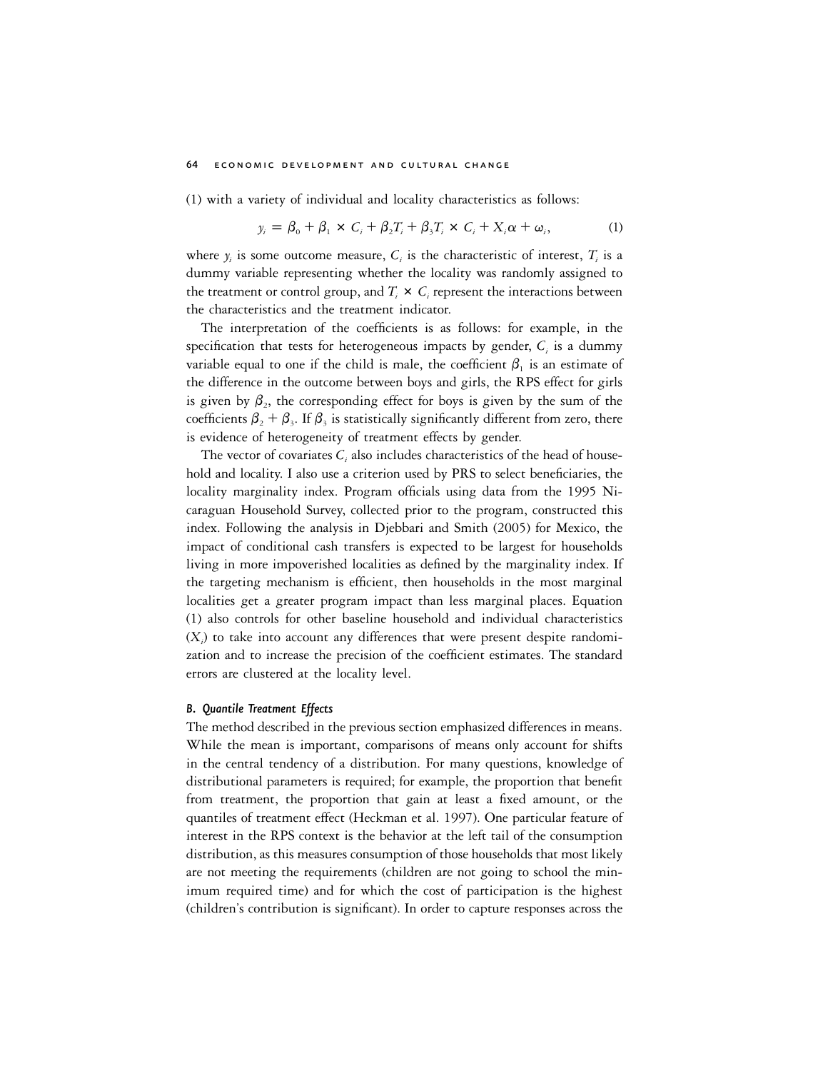(1) with a variety of individual and locality characteristics as follows:

$$y_i = \beta_0 + \beta_1 \times C_i + \beta_2 T_i + \beta_3 T_i \times C_i + X_i \alpha + \omega_i, \tag{1}$$

where $y_i$ is some outcome measure, $C_i$ is the characteristic of interest, $T_i$ is a dummy variable representing whether the locality was randomly assigned to the treatment or control group, and $T_i \times C_i$ represent the interactions between the characteristics and the treatment indicator.

The interpretation of the coefficients is as follows: for example, in the specification that tests for heterogeneous impacts by gender, $C_i$ is a dummy variable equal to one if the child is male, the coefficient $\beta_1$ is an estimate of the difference in the outcome between boys and girls, the RPS effect for girls is given by $\beta_2$, the corresponding effect for boys is given by the sum of the coefficients $\beta_2 + \beta_3$. If $\beta_3$ is statistically significantly different from zero, there is evidence of heterogeneity of treatment effects by gender.

The vector of covariates $C_i$ also includes characteristics of the head of household and locality. I also use a criterion used by PRS to select beneficiaries, the locality marginality index. Program officials using data from the 1995 Nicaraguan Household Survey, collected prior to the program, constructed this index. Following the analysis in Djebbari and Smith (2005) for Mexico, the impact of conditional cash transfers is expected to be largest for households living in more impoverished localities as defined by the marginality index. If the targeting mechanism is efficient, then households in the most marginal localities get a greater program impact than less marginal places. Equation (1) also controls for other baseline household and individual characteristics ($X_i$) to take into account any differences that were present despite randomization and to increase the precision of the coefficient estimates. The standard errors are clustered at the locality level.

### *B. Quantile Treatment Effects*

The method described in the previous section emphasized differences in means. While the mean is important, comparisons of means only account for shifts in the central tendency of a distribution. For many questions, knowledge of distributional parameters is required; for example, the proportion that benefit from treatment, the proportion that gain at least a fixed amount, or the quantiles of treatment effect (Heckman et al. 1997). One particular feature of interest in the RPS context is the behavior at the left tail of the consumption distribution, as this measures consumption of those households that most likely are not meeting the requirements (children are not going to school the minimum required time) and for which the cost of participation is the highest (children's contribution is significant). In order to capture responses across the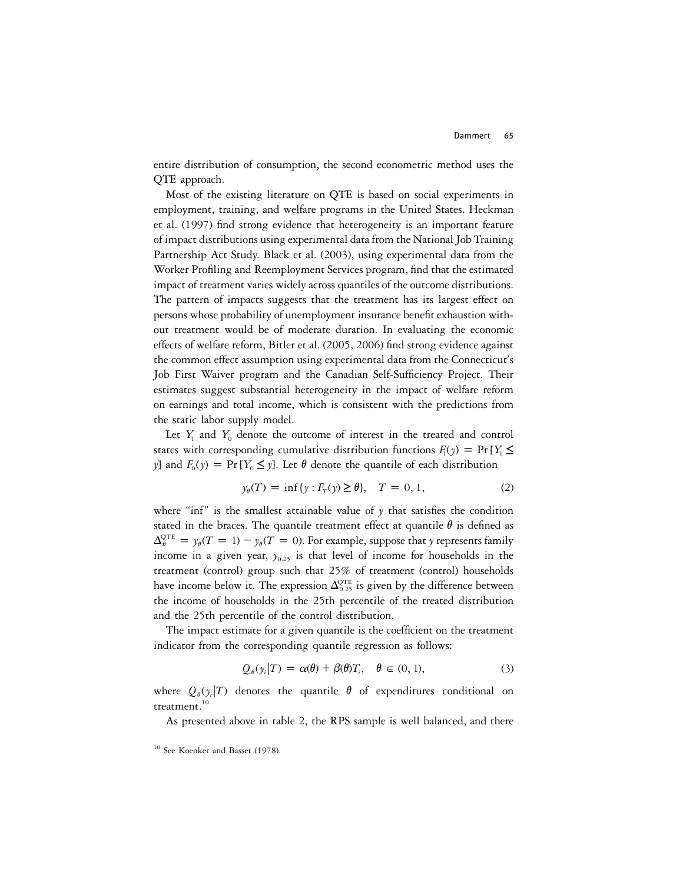entire distribution of consumption, the second econometric method uses the QTE approach.

Most of the existing literature on QTE is based on social experiments in employment, training, and welfare programs in the United States. Heckman et al. (1997) find strong evidence that heterogeneity is an important feature of impact distributions using experimental data from the National Job Training Partnership Act Study. Black et al. (2003), using experimental data from the Worker Profiling and Reemployment Services program, find that the estimated impact of treatment varies widely across quantiles of the outcome distributions. The pattern of impacts suggests that the treatment has its largest effect on persons whose probability of unemployment insurance benefit exhaustion without treatment would be of moderate duration. In evaluating the economic effects of welfare reform, Bitler et al. (2005, 2006) find strong evidence against the common effect assumption using experimental data from the Connecticut's Job First Waiver program and the Canadian Self-Sufficiency Project. Their estimates suggest substantial heterogeneity in the impact of welfare reform on earnings and total income, which is consistent with the predictions from the static labor supply model.

Let $Y_1$ and $Y_0$ denote the outcome of interest in the treated and control states with corresponding cumulative distribution functions $F_1(y) = \Pr\{Y_1 \leq y\}$ and $F_0(y) = \Pr\{Y_0 \leq y\}$. Let $\theta$ denote the quantile of each distribution

$$y_\theta(T) = \inf\{y : F_T(y) \geq \theta\}, \quad T = 0, 1, \tag{2}$$

where "inf" is the smallest attainable value of $y$ that satisfies the condition stated in the braces. The quantile treatment effect at quantile $\theta$ is defined as $\Delta_\theta^{\text{QTE}} = y_\theta(T = 1) - y_\theta(T = 0)$. For example, suppose that $y$ represents family income in a given year, $y_{0.25}$ is that level of income for households in the treatment (control) group such that 25% of treatment (control) households have income below it. The expression $\Delta_{0.25}^{\text{QTE}}$ is given by the difference between the income of households in the 25th percentile of the treated distribution and the 25th percentile of the control distribution.

The impact estimate for a given quantile is the coefficient on the treatment indicator from the corresponding quantile regression as follows:

$$Q_\theta(y_i|T) = \alpha(\theta) + \beta(\theta)T_i, \quad \theta \in (0, 1), \tag{3}$$

where $Q_\theta(y_i|T)$ denotes the quantile $\theta$ of expenditures conditional on treatment.[10]

As presented above in table 2, the RPS sample is well balanced, and there

[10] See Koenker and Basset (1978).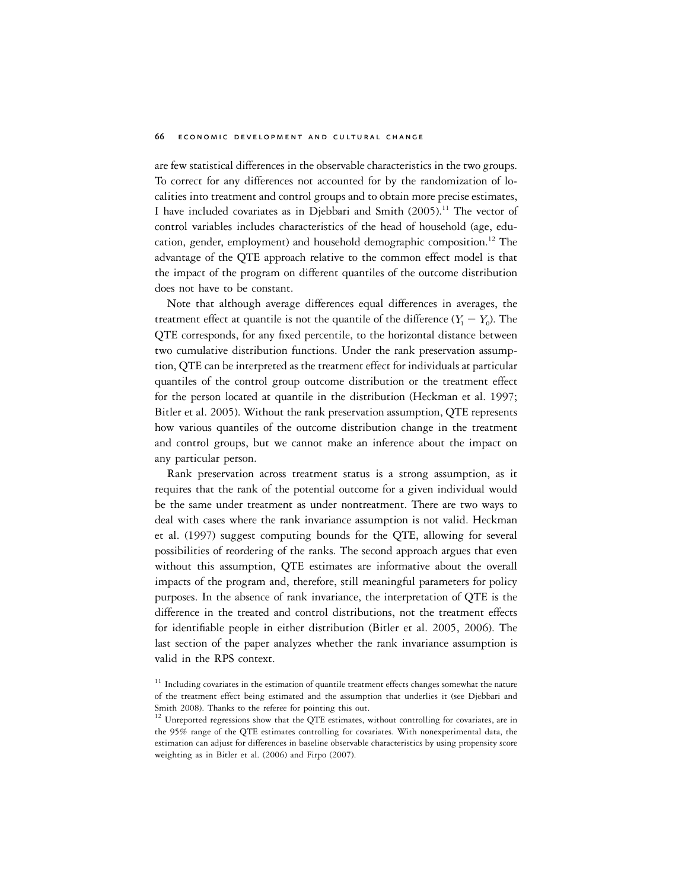are few statistical differences in the observable characteristics in the two groups. To correct for any differences not accounted for by the randomization of localities into treatment and control groups and to obtain more precise estimates, I have included covariates as in Djebbari and Smith (2005).[11] The vector of control variables includes characteristics of the head of household (age, education, gender, employment) and household demographic composition.[12] The advantage of the QTE approach relative to the common effect model is that the impact of the program on different quantiles of the outcome distribution does not have to be constant.

Note that although average differences equal differences in averages, the treatment effect at quantile is not the quantile of the difference ($Y_1 - Y_0$). The QTE corresponds, for any fixed percentile, to the horizontal distance between two cumulative distribution functions. Under the rank preservation assumption, QTE can be interpreted as the treatment effect for individuals at particular quantiles of the control group outcome distribution or the treatment effect for the person located at quantile in the distribution (Heckman et al. 1997; Bitler et al. 2005). Without the rank preservation assumption, QTE represents how various quantiles of the outcome distribution change in the treatment and control groups, but we cannot make an inference about the impact on any particular person.

Rank preservation across treatment status is a strong assumption, as it requires that the rank of the potential outcome for a given individual would be the same under treatment as under nontreatment. There are two ways to deal with cases where the rank invariance assumption is not valid. Heckman et al. (1997) suggest computing bounds for the QTE, allowing for several possibilities of reordering of the ranks. The second approach argues that even without this assumption, QTE estimates are informative about the overall impacts of the program and, therefore, still meaningful parameters for policy purposes. In the absence of rank invariance, the interpretation of QTE is the difference in the treated and control distributions, not the treatment effects for identifiable people in either distribution (Bitler et al. 2005, 2006). The last section of the paper analyzes whether the rank invariance assumption is valid in the RPS context.

[11] Including covariates in the estimation of quantile treatment effects changes somewhat the nature of the treatment effect being estimated and the assumption that underlies it (see Djebbari and Smith 2008). Thanks to the referee for pointing this out.

[12] Unreported regressions show that the QTE estimates, without controlling for covariates, are in the 95% range of the QTE estimates controlling for covariates. With nonexperimental data, the estimation can adjust for differences in baseline observable characteristics by using propensity score weighting as in Bitler et al. (2006) and Firpo (2007).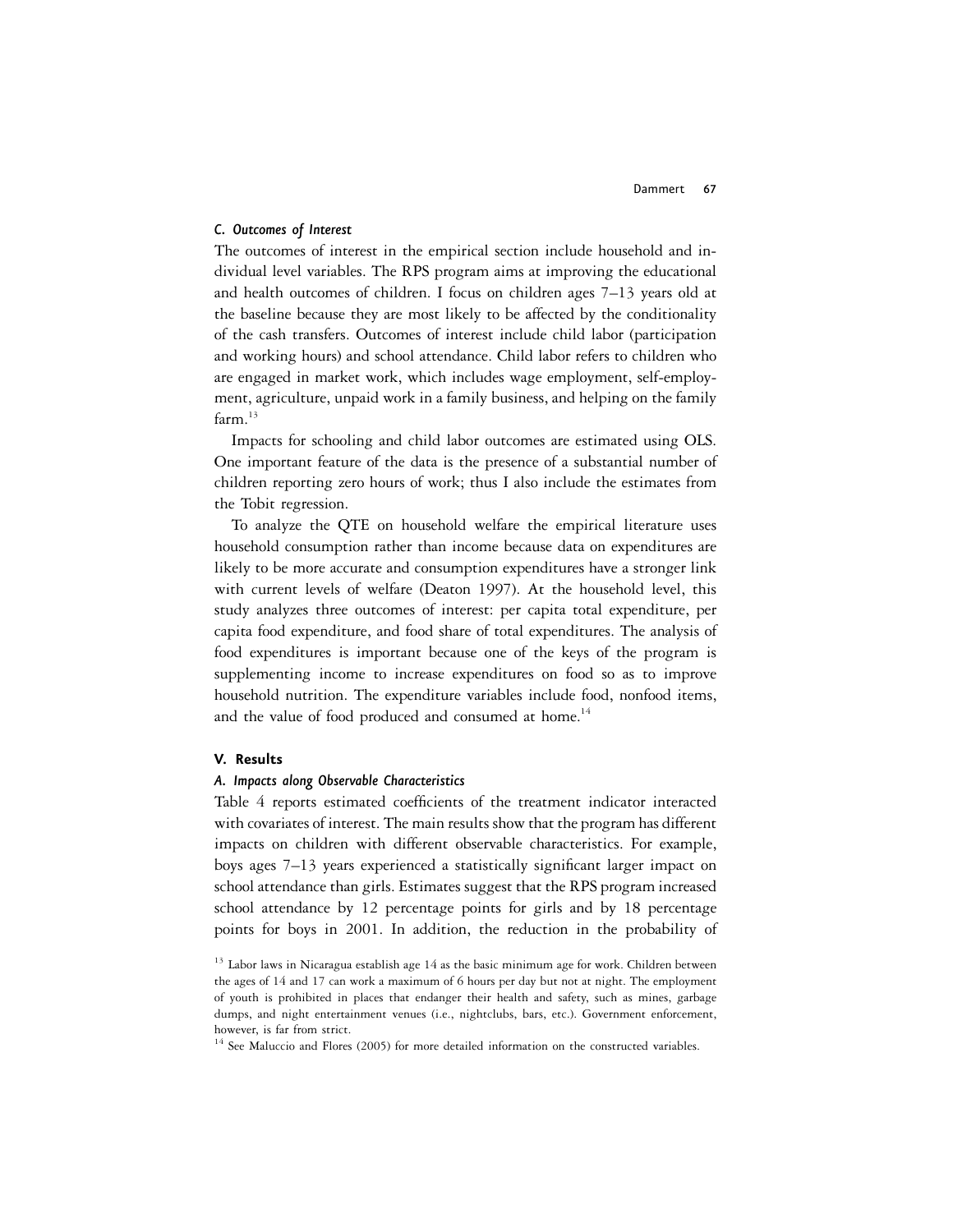### C. Outcomes of Interest

The outcomes of interest in the empirical section include household and individual level variables. The RPS program aims at improving the educational and health outcomes of children. I focus on children ages 7–13 years old at the baseline because they are most likely to be affected by the conditionality of the cash transfers. Outcomes of interest include child labor (participation and working hours) and school attendance. Child labor refers to children who are engaged in market work, which includes wage employment, self-employment, agriculture, unpaid work in a family business, and helping on the family farm.[13]

Impacts for schooling and child labor outcomes are estimated using OLS. One important feature of the data is the presence of a substantial number of children reporting zero hours of work; thus I also include the estimates from the Tobit regression.

To analyze the QTE on household welfare the empirical literature uses household consumption rather than income because data on expenditures are likely to be more accurate and consumption expenditures have a stronger link with current levels of welfare (Deaton 1997). At the household level, this study analyzes three outcomes of interest: per capita total expenditure, per capita food expenditure, and food share of total expenditures. The analysis of food expenditures is important because one of the keys of the program is supplementing income to increase expenditures on food so as to improve household nutrition. The expenditure variables include food, nonfood items, and the value of food produced and consumed at home.[14]

## V. Results

### A. Impacts along Observable Characteristics

Table 4 reports estimated coefficients of the treatment indicator interacted with covariates of interest. The main results show that the program has different impacts on children with different observable characteristics. For example, boys ages 7–13 years experienced a statistically significant larger impact on school attendance than girls. Estimates suggest that the RPS program increased school attendance by 12 percentage points for girls and by 18 percentage points for boys in 2001. In addition, the reduction in the probability of

[13] Labor laws in Nicaragua establish age 14 as the basic minimum age for work. Children between the ages of 14 and 17 can work a maximum of 6 hours per day but not at night. The employment of youth is prohibited in places that endanger their health and safety, such as mines, garbage dumps, and night entertainment venues (i.e., nightclubs, bars, etc.). Government enforcement, however, is far from strict.

[14] See Maluccio and Flores (2005) for more detailed information on the constructed variables.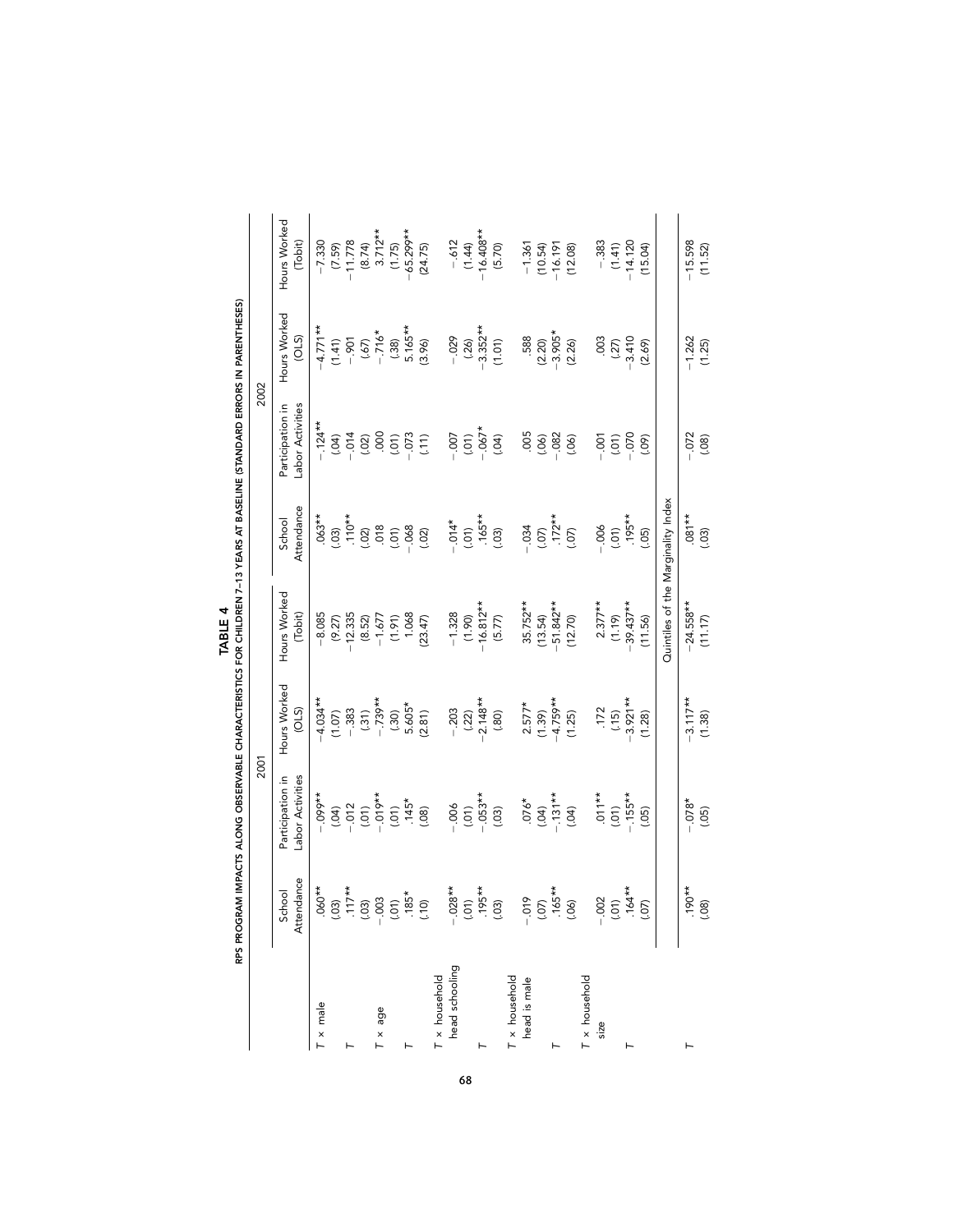**TABLE 4**

RPS PROGRAM IMPACTS ALONG OBSERVABLE CHARACTERISTICS FOR CHILDREN 7–13 YEARS AT BASELINE (STANDARD ERRORS IN PARENTHESES)

| | 2001 | | | | 2002 | | | |
|---|---|---|---|---|---|---|---|---|
| | School Attendance | Participation in Labor Activities | Hours Worked (OLS) | Hours Worked (Tobit) | School Attendance | Participation in Labor Activities | Hours Worked (OLS) | Hours Worked (Tobit) |
| $T$ × male | .060** | −.099** | −4.034** | −8.085 | .063** | −.124** | −4.771** | −7.330 |
| | (.03) | (.04) | (1.07) | (9.27) | (.03) | (.04) | (1.41) | (7.59) |
| $T$ | .117** | −.012 | −.383 | −12.335 | .110** | −.014 | −.901 | −11.778 |
| | (.03) | (.01) | (.31) | (8.52) | (.02) | (.02) | (.67) | (8.74) |
| $T$ × age | −.003 | −.019** | −.739** | −1.677 | .018 | .000 | −.716* | 3.712** |
| | (.01) | (.01) | (.30) | (1.91) | (.01) | (.01) | (.38) | (1.75) |
| $T$ | .185* | .145* | 5.605* | 1.068 | −.068 | −.073 | 5.165** | −65.299** |
| | (.10) | (.08) | (2.81) | (23.47) | (.02) | (.11) | (3.96) | (24.75) |
| $T$ × household head schooling | −.028** | −.006 | −.203 | −1.328 | −.014* | −.007 | −.029 | −.612 |
| | (.01) | (.01) | (.22) | (1.90) | (.01) | (.01) | (.26) | (1.44) |
| $T$ | .195** | −.053** | −2.148** | −16.812** | .165** | −.067* | −3.352** | −16.408** |
| | (.03) | (.03) | (.80) | (5.77) | (.03) | (.04) | (1.01) | (5.70) |
| $T$ × household head is male | −.019 | .076* | 2.577* | 35.752** | −.034 | .005 | .588 | −1.361 |
| | (.07) | (.04) | (1.39) | (13.54) | (.07) | (.06) | (2.20) | (10.54) |
| $T$ | .165** | −.131** | −4.759** | −51.842** | .172** | −.082 | −3.905* | −16.191 |
| | (.06) | (.04) | (1.25) | (12.70) | (.07) | (.06) | (2.26) | (12.08) |
| $T$ × household size | −.002 | .011** | .172 | 2.377** | −.006 | −.001 | .003 | −.383 |
| | (.01) | (.01) | (.15) | (1.19) | (.01) | (.01) | (.27) | (1.41) |
| $T$ | .164** | −.155** | −3.921** | −39.437** | .195** | −.070 | −3.410 | −14.120 |
| | (.07) | (.05) | (1.28) | (11.56) | (.05) | (.09) | (2.69) | (15.04) |
| | Quintiles of the Marginality Index | | | | | | | |
| $T$ | .190** | −.078* | −3.117** | −24.558** | .081** | −.072 | −1.262 | −15.598 |
| | (.08) | (.05) | (1.38) | (11.17) | (.03) | (.08) | (1.25) | (11.52) |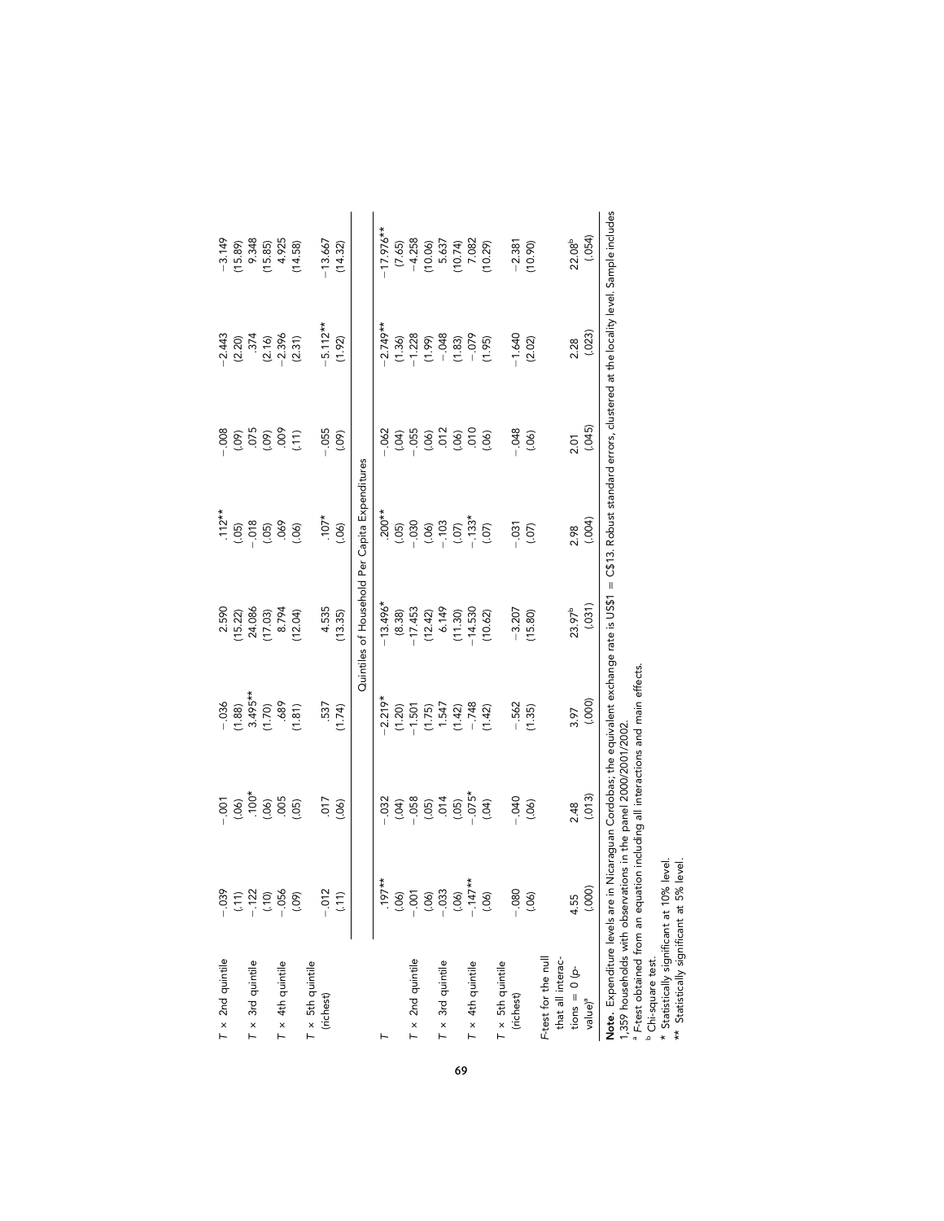| | | | | | | | | |
|---|---|---|---|---|---|---|---|---|
| $T$ × 2nd quintile | −.039 | −.001 | −.036 | 2.590 | .112** | −.008 | −2.443 | −3.149 |
| | (.11) | (.06) | (1.88) | (15.22) | (.05) | (.09) | (2.20) | (15.89) |
| $T$ × 3rd quintile | −.122 | .100* | 3.495** | 24.086 | −.018 | .075 | .374 | 9.348 |
| | (.10) | (.06) | (1.70) | (17.03) | (.05) | (.09) | (2.16) | (15.85) |
| $T$ × 4th quintile | −.056 | .005 | .689 | 8.794 | .069 | .009 | −2.396 | 4.925 |
| | (.09) | (.05) | (1.81) | (12.04) | (.06) | (.11) | (2.31) | (14.58) |
| $T$ × 5th quintile (richest) | −.012 | .017 | .537 | 4.535 | .107* | −.055 | −5.112** | −13.667 |
| | (.11) | (.06) | (1.74) | (13.35) | (.06) | (.09) | (1.92) | (14.32) |
| | Quintiles of Household Per Capita Expenditures | | | | | | | |
| $T$ | .197** | −.032 | −2.219* | −13.496* | .200** | −.062 | −2.749** | −17.976** |
| | (.06) | (.04) | (1.20) | (8.38) | (.05) | (.04) | (1.36) | (7.65) |
| $T$ × 2nd quintile | −.001 | −.058 | −1.501 | −17.453 | −.030 | −.055 | −1.228 | −4.258 |
| | (.06) | (.05) | (1.75) | (12.42) | (.06) | (.06) | (1.99) | (10.06) |
| $T$ × 3rd quintile | −.033 | .014 | 1.547 | 6.149 | −.103 | .012 | −.048 | 5.637 |
| | (.06) | (.05) | (1.42) | (11.30) | (.07) | (.06) | (1.83) | (10.74) |
| $T$ × 4th quintile | −.147** | −.075* | −.748 | −14.530 | −.133* | .010 | −.079 | 7.082 |
| | (.06) | (.04) | (1.42) | (10.62) | (.07) | (.06) | (1.95) | (10.29) |
| $T$ × 5th quintile (richest) | −.080 | −.040 | −.562 | −3.207 | −.031 | −.048 | −1.640 | −2.381 |
| | (.06) | (.06) | (1.35) | (15.80) | (.07) | (.06) | (2.02) | (10.90) |
| $F$-test for the null that all interactions = 0 ($p$-value)[a] | 4.55 | 2.48 | 3.97 | 23.97[b] | 2.98 | 2.01 | 2.28 | 22.08[b] |
| | (.000) | (.013) | (.000) | (.031) | (.004) | (.045) | (.023) | (.054) |

**Note.** Expenditure levels are in Nicaraguan Cordobas; the equivalent exchange rate is US$1 = C$13. Robust standard errors, clustered at the locality level. Sample includes 1,359 households with observations in the panel 2000/2001/2002.

[a] $F$-test obtained from an equation including all interactions and main effects.

[b] Chi-square test.

\* Statistically significant at 10% level.

\*\* Statistically significant at 5% level.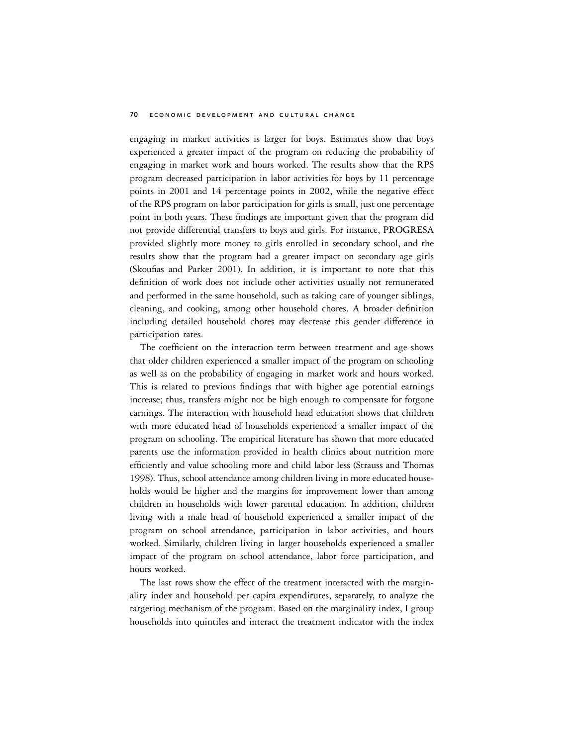engaging in market activities is larger for boys. Estimates show that boys experienced a greater impact of the program on reducing the probability of engaging in market work and hours worked. The results show that the RPS program decreased participation in labor activities for boys by 11 percentage points in 2001 and 14 percentage points in 2002, while the negative effect of the RPS program on labor participation for girls is small, just one percentage point in both years. These findings are important given that the program did not provide differential transfers to boys and girls. For instance, PROGRESA provided slightly more money to girls enrolled in secondary school, and the results show that the program had a greater impact on secondary age girls (Skoufias and Parker 2001). In addition, it is important to note that this definition of work does not include other activities usually not remunerated and performed in the same household, such as taking care of younger siblings, cleaning, and cooking, among other household chores. A broader definition including detailed household chores may decrease this gender difference in participation rates.

The coefficient on the interaction term between treatment and age shows that older children experienced a smaller impact of the program on schooling as well as on the probability of engaging in market work and hours worked. This is related to previous findings that with higher age potential earnings increase; thus, transfers might not be high enough to compensate for forgone earnings. The interaction with household head education shows that children with more educated head of households experienced a smaller impact of the program on schooling. The empirical literature has shown that more educated parents use the information provided in health clinics about nutrition more efficiently and value schooling more and child labor less (Strauss and Thomas 1998). Thus, school attendance among children living in more educated households would be higher and the margins for improvement lower than among children in households with lower parental education. In addition, children living with a male head of household experienced a smaller impact of the program on school attendance, participation in labor activities, and hours worked. Similarly, children living in larger households experienced a smaller impact of the program on school attendance, labor force participation, and hours worked.

The last rows show the effect of the treatment interacted with the marginality index and household per capita expenditures, separately, to analyze the targeting mechanism of the program. Based on the marginality index, I group households into quintiles and interact the treatment indicator with the index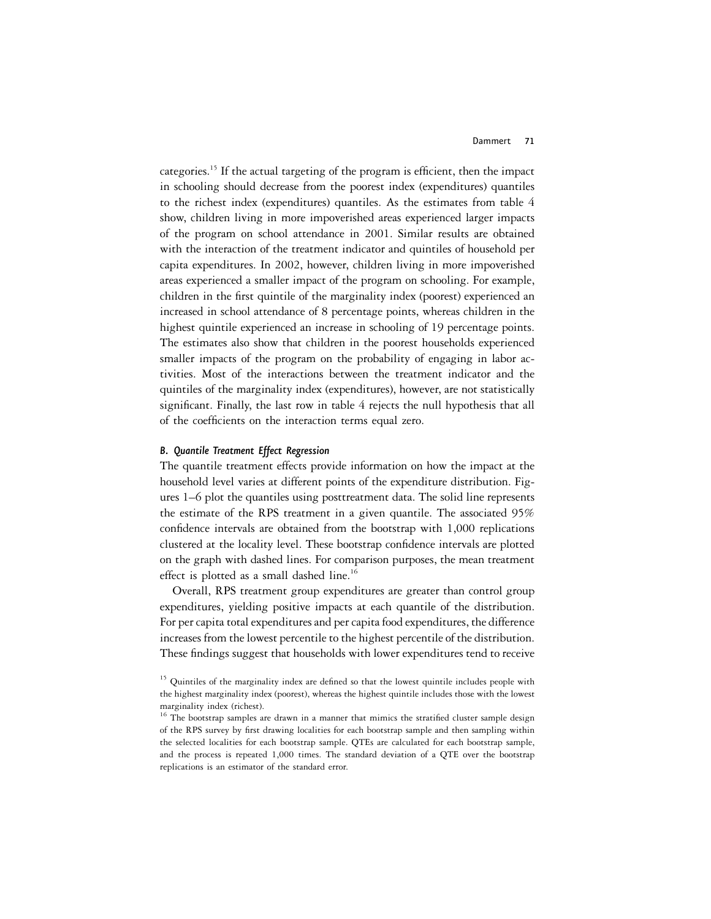categories.[15] If the actual targeting of the program is efficient, then the impact in schooling should decrease from the poorest index (expenditures) quantiles to the richest index (expenditures) quantiles. As the estimates from table 4 show, children living in more impoverished areas experienced larger impacts of the program on school attendance in 2001. Similar results are obtained with the interaction of the treatment indicator and quintiles of household per capita expenditures. In 2002, however, children living in more impoverished areas experienced a smaller impact of the program on schooling. For example, children in the first quintile of the marginality index (poorest) experienced an increased in school attendance of 8 percentage points, whereas children in the highest quintile experienced an increase in schooling of 19 percentage points. The estimates also show that children in the poorest households experienced smaller impacts of the program on the probability of engaging in labor activities. Most of the interactions between the treatment indicator and the quintiles of the marginality index (expenditures), however, are not statistically significant. Finally, the last row in table 4 rejects the null hypothesis that all of the coefficients on the interaction terms equal zero.

### *B. Quantile Treatment Effect Regression*

The quantile treatment effects provide information on how the impact at the household level varies at different points of the expenditure distribution. Figures 1–6 plot the quantiles using posttreatment data. The solid line represents the estimate of the RPS treatment in a given quantile. The associated 95% confidence intervals are obtained from the bootstrap with 1,000 replications clustered at the locality level. These bootstrap confidence intervals are plotted on the graph with dashed lines. For comparison purposes, the mean treatment effect is plotted as a small dashed line.[16]

Overall, RPS treatment group expenditures are greater than control group expenditures, yielding positive impacts at each quantile of the distribution. For per capita total expenditures and per capita food expenditures, the difference increases from the lowest percentile to the highest percentile of the distribution. These findings suggest that households with lower expenditures tend to receive

[15] Quintiles of the marginality index are defined so that the lowest quintile includes people with the highest marginality index (poorest), whereas the highest quintile includes those with the lowest marginality index (richest).

[16] The bootstrap samples are drawn in a manner that mimics the stratified cluster sample design of the RPS survey by first drawing localities for each bootstrap sample and then sampling within the selected localities for each bootstrap sample. QTEs are calculated for each bootstrap sample, and the process is repeated 1,000 times. The standard deviation of a QTE over the bootstrap replications is an estimator of the standard error.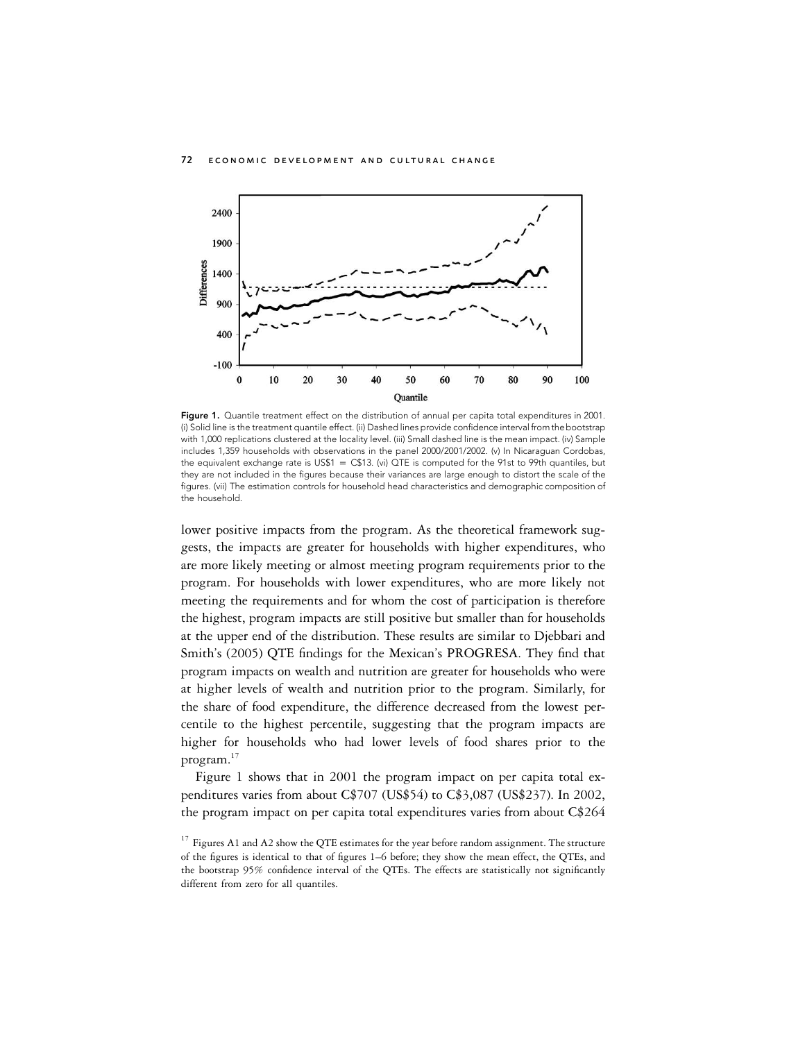Figure 1. Quantile treatment effect on the distribution of annual per capita total expenditures in 2001. (i) Solid line is the treatment quantile effect. (ii) Dashed lines provide confidence interval from the bootstrap with 1,000 replications clustered at the locality level. (iii) Small dashed line is the mean impact. (iv) Sample includes 1,359 households with observations in the panel 2000/2001/2002. (v) In Nicaraguan Cordobas, the equivalent exchange rate is US$1 = C$13. (vi) QTE is computed for the 91st to 99th quantiles, but they are not included in the figures because their variances are large enough to distort the scale of the figures. (vii) The estimation controls for household head characteristics and demographic composition of the household.

lower positive impacts from the program. As the theoretical framework suggests, the impacts are greater for households with higher expenditures, who are more likely meeting or almost meeting program requirements prior to the program. For households with lower expenditures, who are more likely not meeting the requirements and for whom the cost of participation is therefore the highest, program impacts are still positive but smaller than for households at the upper end of the distribution. These results are similar to Djebbari and Smith's (2005) QTE findings for the Mexican's PROGRESA. They find that program impacts on wealth and nutrition are greater for households who were at higher levels of wealth and nutrition prior to the program. Similarly, for the share of food expenditure, the difference decreased from the lowest percentile to the highest percentile, suggesting that the program impacts are higher for households who had lower levels of food shares prior to the program.[17]

Figure 1 shows that in 2001 the program impact on per capita total expenditures varies from about C$707 (US$54) to C$3,087 (US$237). In 2002, the program impact on per capita total expenditures varies from about C$264

[17] Figures A1 and A2 show the QTE estimates for the year before random assignment. The structure of the figures is identical to that of figures 1–6 before; they show the mean effect, the QTEs, and the bootstrap 95% confidence interval of the QTEs. The effects are statistically not significantly different from zero for all quantiles.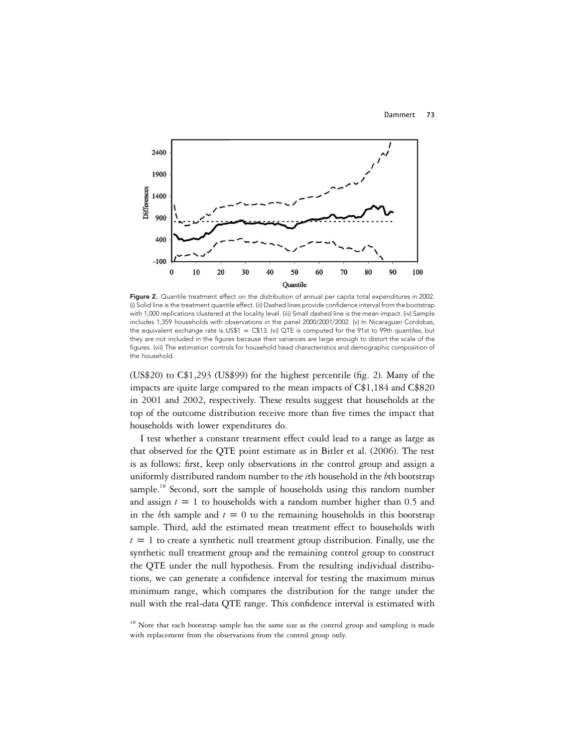Figure 2. Quantile treatment effect on the distribution of annual per capita total expenditures in 2002. (i) Solid line is the treatment quantile effect. (ii) Dashed lines provide confidence interval from the bootstrap with 1,000 replications clustered at the locality level. (iii) Small dashed line is the mean impact. (iv) Sample includes 1,359 households with observations in the panel 2000/2001/2002. (v) In Nicaraguan Cordobas, the equivalent exchange rate is US$1 = C$13. (vi) QTE is computed for the 91st to 99th quantiles, but they are not included in the figures because their variances are large enough to distort the scale of the figures. (vii) The estimation controls for household head characteristics and demographic composition of the household.

(US$20) to C$1,293 (US$99) for the highest percentile (fig. 2). Many of the impacts are quite large compared to the mean impacts of C$1,184 and C$820 in 2001 and 2002, respectively. These results suggest that households at the top of the outcome distribution receive more than five times the impact that households with lower expenditures do.

I test whether a constant treatment effect could lead to a range as large as that observed for the QTE point estimate as in Bitler et al. (2006). The test is as follows: first, keep only observations in the control group and assign a uniformly distributed random number to the $i$th household in the $b$th bootstrap sample.[18] Second, sort the sample of households using this random number and assign $t = 1$ to households with a random number higher than 0.5 and in the $b$th sample and $t = 0$ to the remaining households in this bootstrap sample. Third, add the estimated mean treatment effect to households with $t = 1$ to create a synthetic null treatment group distribution. Finally, use the synthetic null treatment group and the remaining control group to construct the QTE under the null hypothesis. From the resulting individual distributions, we can generate a confidence interval for testing the maximum minus minimum range, which compares the distribution for the range under the null with the real-data QTE range. This confidence interval is estimated with

[18] Note that each bootstrap sample has the same size as the control group and sampling is made with replacement from the observations from the control group only.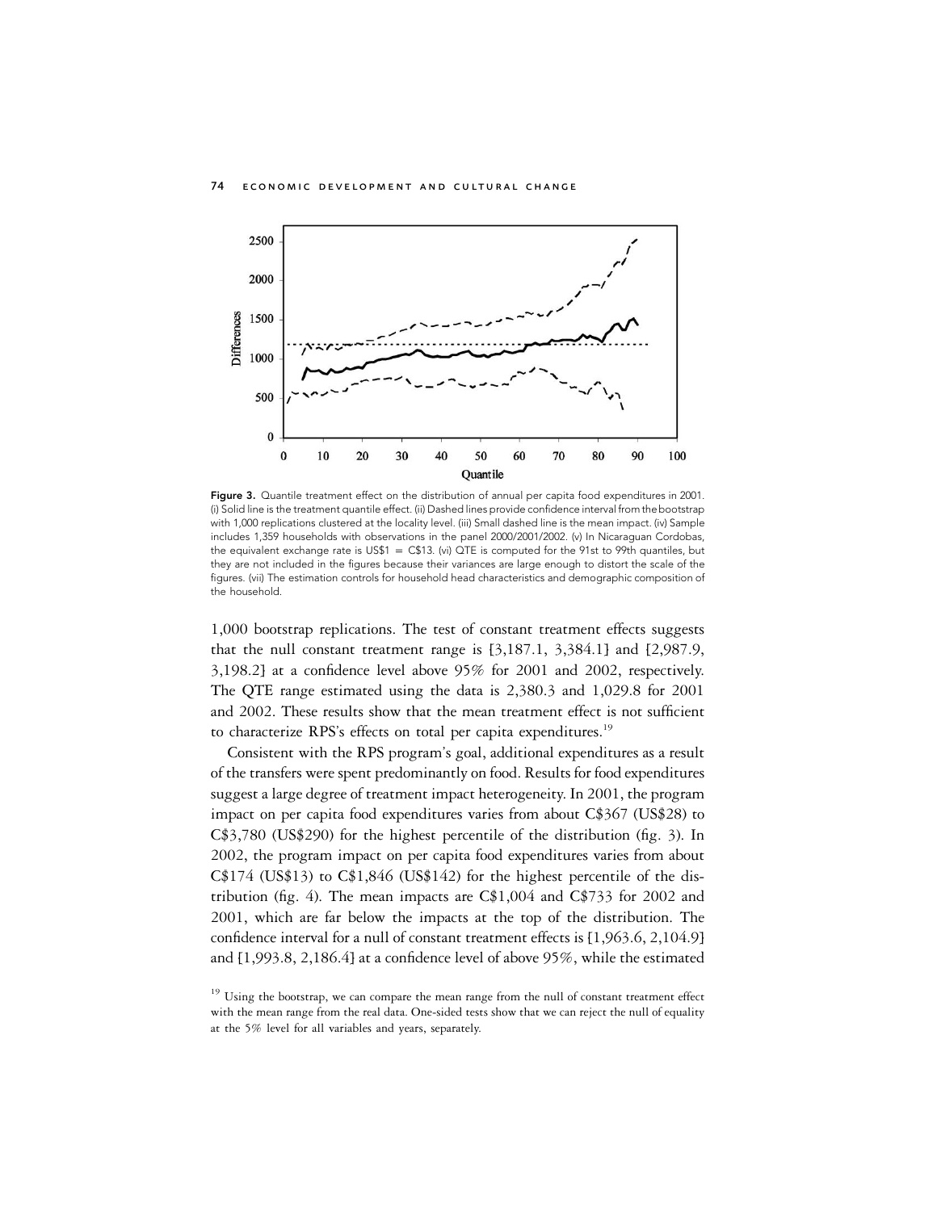Figure 3. Quantile treatment effect on the distribution of annual per capita food expenditures in 2001. (i) Solid line is the treatment quantile effect. (ii) Dashed lines provide confidence interval from the bootstrap with 1,000 replications clustered at the locality level. (iii) Small dashed line is the mean impact. (iv) Sample includes 1,359 households with observations in the panel 2000/2001/2002. (v) In Nicaraguan Cordobas, the equivalent exchange rate is US$1 = C$13. (vi) QTE is computed for the 91st to 99th quantiles, but they are not included in the figures because their variances are large enough to distort the scale of the figures. (vii) The estimation controls for household head characteristics and demographic composition of the household.

1,000 bootstrap replications. The test of constant treatment effects suggests that the null constant treatment range is [3,187.1, 3,384.1] and [2,987.9, 3,198.2] at a confidence level above 95% for 2001 and 2002, respectively. The QTE range estimated using the data is 2,380.3 and 1,029.8 for 2001 and 2002. These results show that the mean treatment effect is not sufficient to characterize RPS's effects on total per capita expenditures.[19]

Consistent with the RPS program's goal, additional expenditures as a result of the transfers were spent predominantly on food. Results for food expenditures suggest a large degree of treatment impact heterogeneity. In 2001, the program impact on per capita food expenditures varies from about C$367 (US$28) to C$3,780 (US$290) for the highest percentile of the distribution (fig. 3). In 2002, the program impact on per capita food expenditures varies from about C$174 (US$13) to C$1,846 (US$142) for the highest percentile of the distribution (fig. 4). The mean impacts are C$1,004 and C$733 for 2002 and 2001, which are far below the impacts at the top of the distribution. The confidence interval for a null of constant treatment effects is [1,963.6, 2,104.9] and [1,993.8, 2,186.4] at a confidence level of above 95%, while the estimated

[19] Using the bootstrap, we can compare the mean range from the null of constant treatment effect with the mean range from the real data. One-sided tests show that we can reject the null of equality at the 5% level for all variables and years, separately.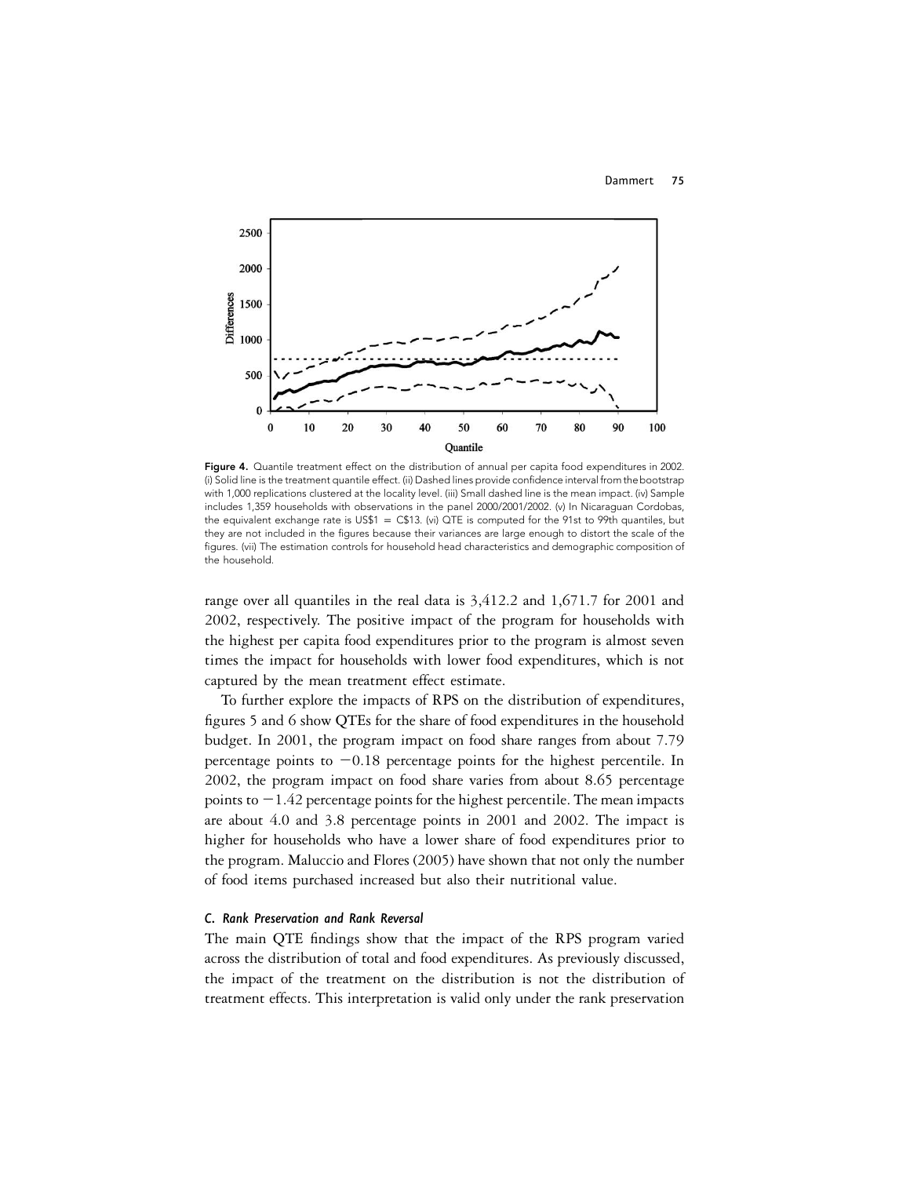Figure 4. Quantile treatment effect on the distribution of annual per capita food expenditures in 2002. (i) Solid line is the treatment quantile effect. (ii) Dashed lines provide confidence interval from the bootstrap with 1,000 replications clustered at the locality level. (iii) Small dashed line is the mean impact. (iv) Sample includes 1,359 households with observations in the panel 2000/2001/2002. (v) In Nicaraguan Cordobas, the equivalent exchange rate is US$1 = C$13. (vi) QTE is computed for the 91st to 99th quantiles, but they are not included in the figures because their variances are large enough to distort the scale of the figures. (vii) The estimation controls for household head characteristics and demographic composition of the household.

range over all quantiles in the real data is 3,412.2 and 1,671.7 for 2001 and 2002, respectively. The positive impact of the program for households with the highest per capita food expenditures prior to the program is almost seven times the impact for households with lower food expenditures, which is not captured by the mean treatment effect estimate.

To further explore the impacts of RPS on the distribution of expenditures, figures 5 and 6 show QTEs for the share of food expenditures in the household budget. In 2001, the program impact on food share ranges from about 7.79 percentage points to −0.18 percentage points for the highest percentile. In 2002, the program impact on food share varies from about 8.65 percentage points to −1.42 percentage points for the highest percentile. The mean impacts are about 4.0 and 3.8 percentage points in 2001 and 2002. The impact is higher for households who have a lower share of food expenditures prior to the program. Maluccio and Flores (2005) have shown that not only the number of food items purchased increased but also their nutritional value.

### *C. Rank Preservation and Rank Reversal*

The main QTE findings show that the impact of the RPS program varied across the distribution of total and food expenditures. As previously discussed, the impact of the treatment on the distribution is not the distribution of treatment effects. This interpretation is valid only under the rank preservation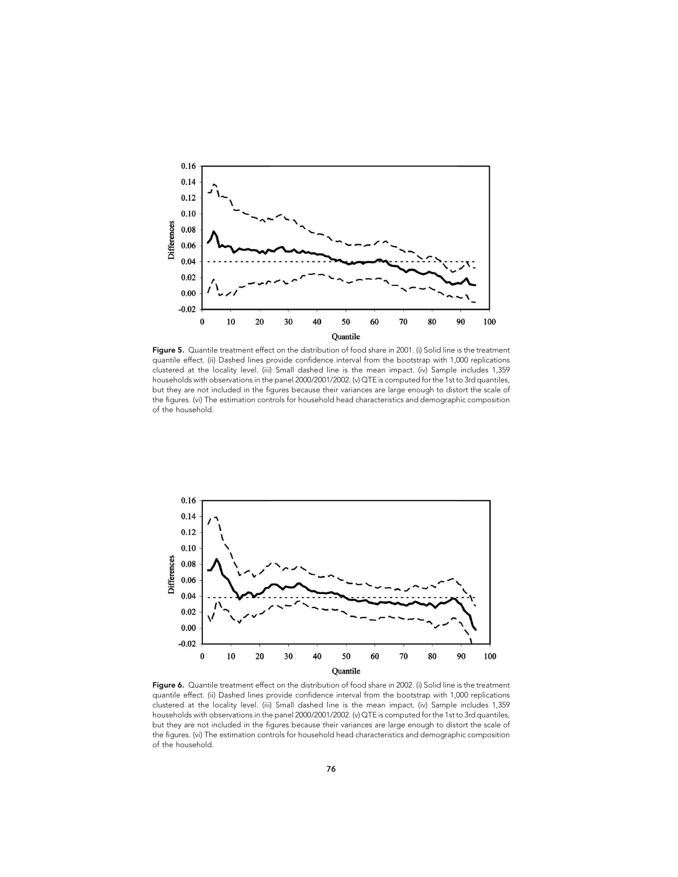Figure 5. Quantile treatment effect on the distribution of food share in 2001. (i) Solid line is the treatment quantile effect. (ii) Dashed lines provide confidence interval from the bootstrap with 1,000 replications clustered at the locality level. (iii) Small dashed line is the mean impact. (iv) Sample includes 1,359 households with observations in the panel 2000/2001/2002. (v) QTE is computed for the 1st to 3rd quantiles, but they are not included in the figures because their variances are large enough to distort the scale of the figures. (vi) The estimation controls for household head characteristics and demographic composition of the household.

Figure 6. Quantile treatment effect on the distribution of food share in 2002. (i) Solid line is the treatment quantile effect. (ii) Dashed lines provide confidence interval from the bootstrap with 1,000 replications clustered at the locality level. (iii) Small dashed line is the mean impact. (iv) Sample includes 1,359 households with observations in the panel 2000/2001/2002. (v) QTE is computed for the 1st to 3rd quantiles, but they are not included in the figures because their variances are large enough to distort the scale of the figures. (vi) The estimation controls for household head characteristics and demographic composition of the household.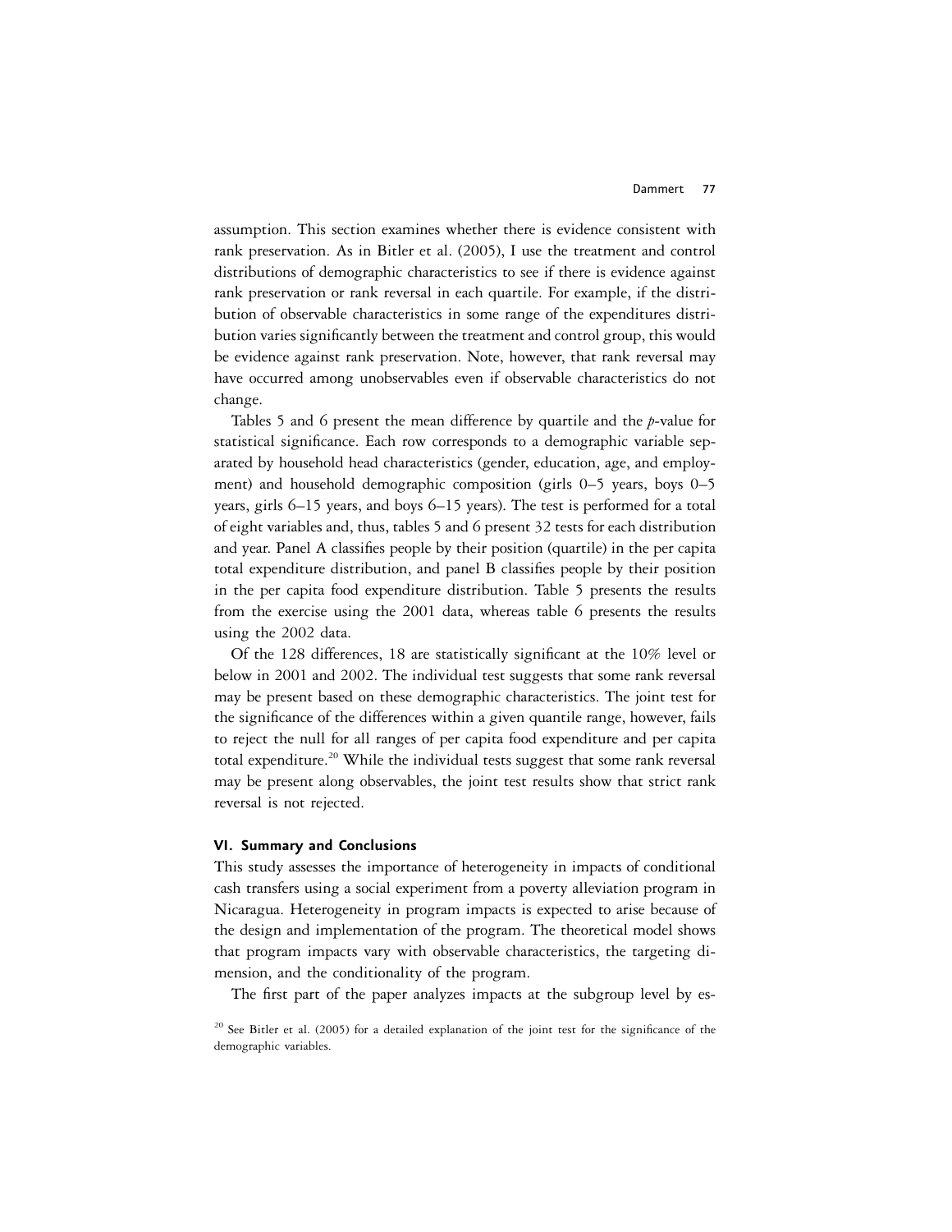assumption. This section examines whether there is evidence consistent with rank preservation. As in Bitler et al. (2005), I use the treatment and control distributions of demographic characteristics to see if there is evidence against rank preservation or rank reversal in each quartile. For example, if the distribution of observable characteristics in some range of the expenditures distribution varies significantly between the treatment and control group, this would be evidence against rank preservation. Note, however, that rank reversal may have occurred among unobservables even if observable characteristics do not change.

Tables 5 and 6 present the mean difference by quartile and the *p*-value for statistical significance. Each row corresponds to a demographic variable separated by household head characteristics (gender, education, age, and employment) and household demographic composition (girls 0–5 years, boys 0–5 years, girls 6–15 years, and boys 6–15 years). The test is performed for a total of eight variables and, thus, tables 5 and 6 present 32 tests for each distribution and year. Panel A classifies people by their position (quartile) in the per capita total expenditure distribution, and panel B classifies people by their position in the per capita food expenditure distribution. Table 5 presents the results from the exercise using the 2001 data, whereas table 6 presents the results using the 2002 data.

Of the 128 differences, 18 are statistically significant at the 10% level or below in 2001 and 2002. The individual test suggests that some rank reversal may be present based on these demographic characteristics. The joint test for the significance of the differences within a given quantile range, however, fails to reject the null for all ranges of per capita food expenditure and per capita total expenditure.[20] While the individual tests suggest that some rank reversal may be present along observables, the joint test results show that strict rank reversal is not rejected.

## VI. Summary and Conclusions

This study assesses the importance of heterogeneity in impacts of conditional cash transfers using a social experiment from a poverty alleviation program in Nicaragua. Heterogeneity in program impacts is expected to arise because of the design and implementation of the program. The theoretical model shows that program impacts vary with observable characteristics, the targeting dimension, and the conditionality of the program.

The first part of the paper analyzes impacts at the subgroup level by es-

[20] See Bitler et al. (2005) for a detailed explanation of the joint test for the significance of the demographic variables.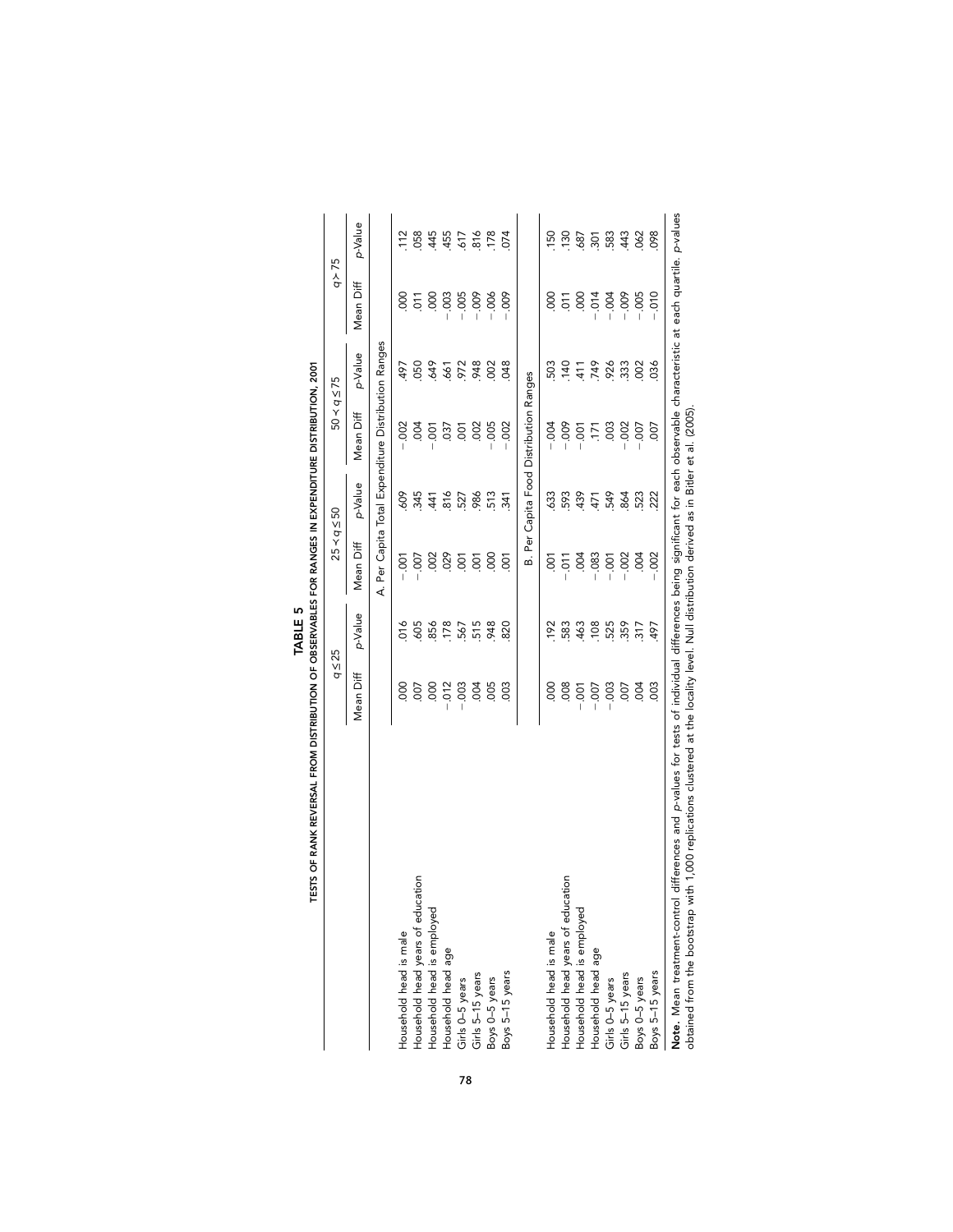**TABLE 5**

**TESTS OF RANK REVERSAL FROM DISTRIBUTION OF OBSERVABLES FOR RANGES IN EXPENDITURE DISTRIBUTION, 2001**

| | $q \leq 25$ | | $25 < q \leq 50$ | | $50 < q \leq 75$ | | $q > 75$ | |
|---|---|---|---|---|---|---|---|---|
| | Mean Diff | *p*-Value | Mean Diff | *p*-Value | Mean Diff | *p*-Value | Mean Diff | *p*-Value |
| | A. Per Capita Total Expenditure Distribution Ranges | | | | | | | |
| Household head is male | .000 | .016 | −.001 | .609 | −.002 | .497 | .000 | .112 |
| Household head years of education | .007 | .605 | −.007 | .345 | .004 | .050 | .011 | .058 |
| Household head is employed | .000 | .856 | .002 | .441 | −.001 | .649 | .000 | .445 |
| Household head age | −.012 | .178 | .029 | .816 | .037 | .661 | −.003 | .455 |
| Girls 0–5 years | −.003 | .567 | .001 | .527 | .001 | .972 | −.005 | .617 |
| Girls 5–15 years | .004 | .515 | .001 | .986 | .002 | .948 | −.009 | .816 |
| Boys 0–5 years | .005 | .948 | .000 | .513 | −.005 | .002 | −.006 | .178 |
| Boys 5–15 years | .003 | .820 | .001 | .341 | −.002 | .048 | −.009 | .074 |
| | B. Per Capita Food Distribution Ranges | | | | | | | |
| Household head is male | .000 | .192 | .001 | .633 | −.004 | .503 | .000 | .150 |
| Household head years of education | .008 | .583 | −.011 | .593 | −.009 | .140 | .011 | .130 |
| Household head is employed | −.001 | .463 | .004 | .439 | −.001 | .411 | .000 | .687 |
| Household head age | −.007 | .108 | −.083 | .471 | .171 | .749 | −.014 | .301 |
| Girls 0–5 years | −.003 | .525 | −.001 | .549 | .003 | .926 | −.004 | .583 |
| Girls 5–15 years | .007 | .359 | −.002 | .864 | −.002 | .333 | −.009 | .443 |
| Boys 0–5 years | .004 | .317 | .004 | .523 | −.007 | .002 | −.005 | .062 |
| Boys 5–15 years | .003 | .497 | −.002 | .222 | .007 | .036 | −.010 | .098 |

**Note.** Mean treatment-control differences and *p*-values for tests of individual differences being significant for each observable characteristic at each quartile. *p*-values obtained from the bootstrap with 1,000 replications clustered at the locality level. Null distribution derived as in Bitler et al. (2005).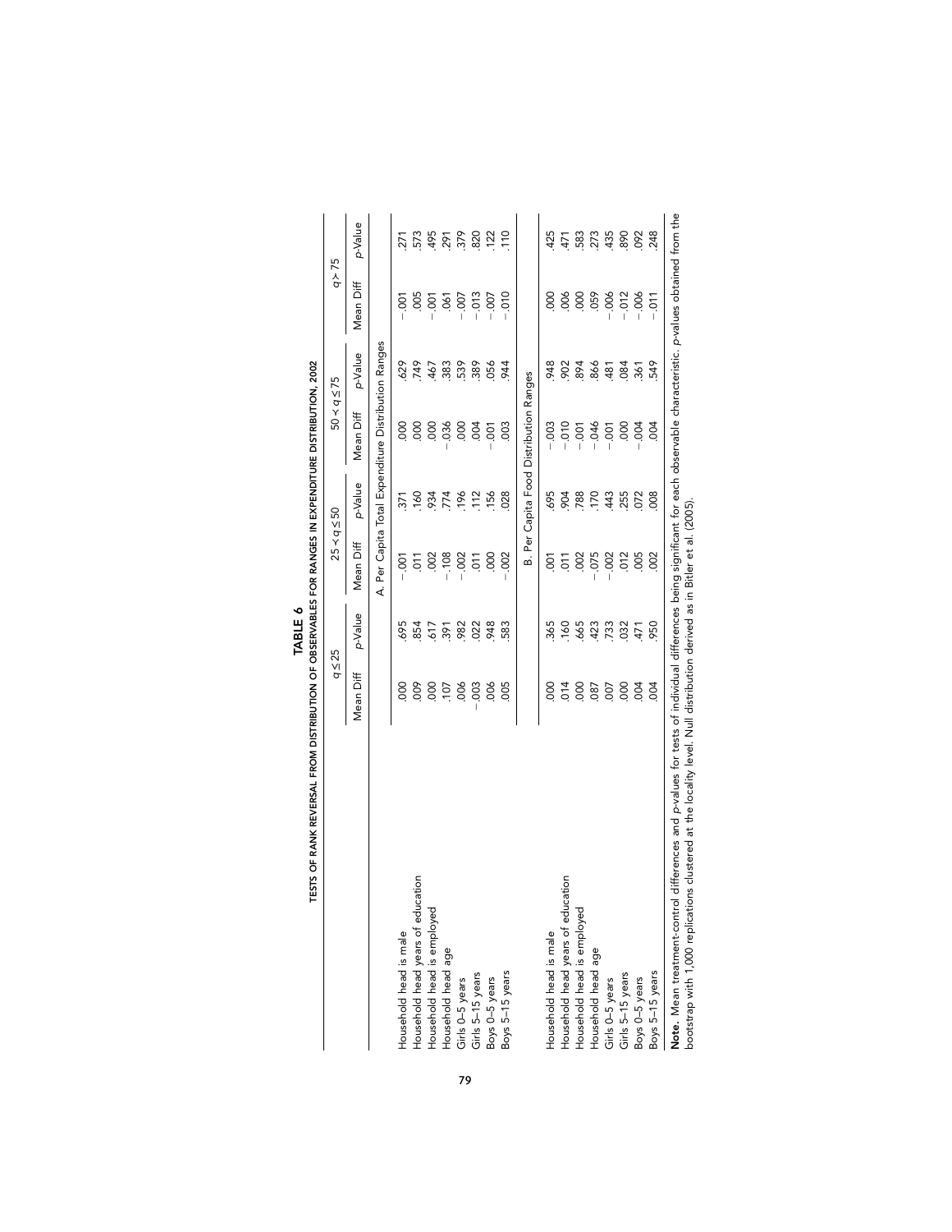**TABLE 6**

**TESTS OF RANK REVERSAL FROM DISTRIBUTION OF OBSERVABLES FOR RANGES IN EXPENDITURE DISTRIBUTION, 2002**

| | $q \leq 25$ | | $25 < q \leq 50$ | | $50 < q \leq 75$ | | $q > 75$ | |
|---|---|---|---|---|---|---|---|---|
| | Mean Diff | p-Value | Mean Diff | p-Value | Mean Diff | p-Value | Mean Diff | p-Value |
| **A. Per Capita Total Expenditure Distribution Ranges** | | | | | | | | |
| Household head is male | .000 | .695 | −.001 | .371 | .000 | .629 | −.001 | .271 |
| Household head years of education | .009 | .854 | .011 | .160 | .000 | .749 | .005 | .573 |
| Household head is employed | .000 | .617 | .002 | .934 | .000 | .467 | −.001 | .495 |
| Household head age | .107 | .391 | −.108 | .774 | −.036 | .383 | .061 | .291 |
| Girls 0–5 years | .006 | .982 | −.002 | .196 | .000 | .539 | −.007 | .379 |
| Girls 5–15 years | −.003 | .022 | .011 | .112 | .004 | .389 | −.013 | .820 |
| Boys 0–5 years | .006 | .948 | .000 | .156 | −.001 | .056 | −.007 | .122 |
| Boys 5–15 years | .005 | .583 | −.002 | .028 | .003 | .944 | −.010 | .110 |
| **B. Per Capita Food Distribution Ranges** | | | | | | | | |
| Household head is male | .000 | .365 | .001 | .695 | −.003 | .948 | .000 | .425 |
| Household head years of education | .014 | .160 | .011 | .904 | −.010 | .902 | .006 | .471 |
| Household head is employed | .000 | .665 | .002 | .788 | −.001 | .894 | .000 | .583 |
| Household head age | .087 | .423 | −.075 | .170 | −.046 | .866 | .059 | .273 |
| Girls 0–5 years | .007 | .733 | −.002 | .443 | −.001 | .481 | −.006 | .435 |
| Girls 5–15 years | .000 | .032 | .012 | .255 | .000 | .084 | −.012 | .890 |
| Boys 0–5 years | .004 | .471 | .005 | .072 | −.004 | .361 | −.006 | .092 |
| Boys 5–15 years | .004 | .950 | .002 | .008 | .004 | .549 | −.011 | .248 |

**Note.** Mean treatment-control differences and p-values for tests of individual differences being significant for each observable characteristic. p-values obtained from the bootstrap with 1,000 replications clustered at the locality level. Null distribution derived as in Bitler et al. (2005).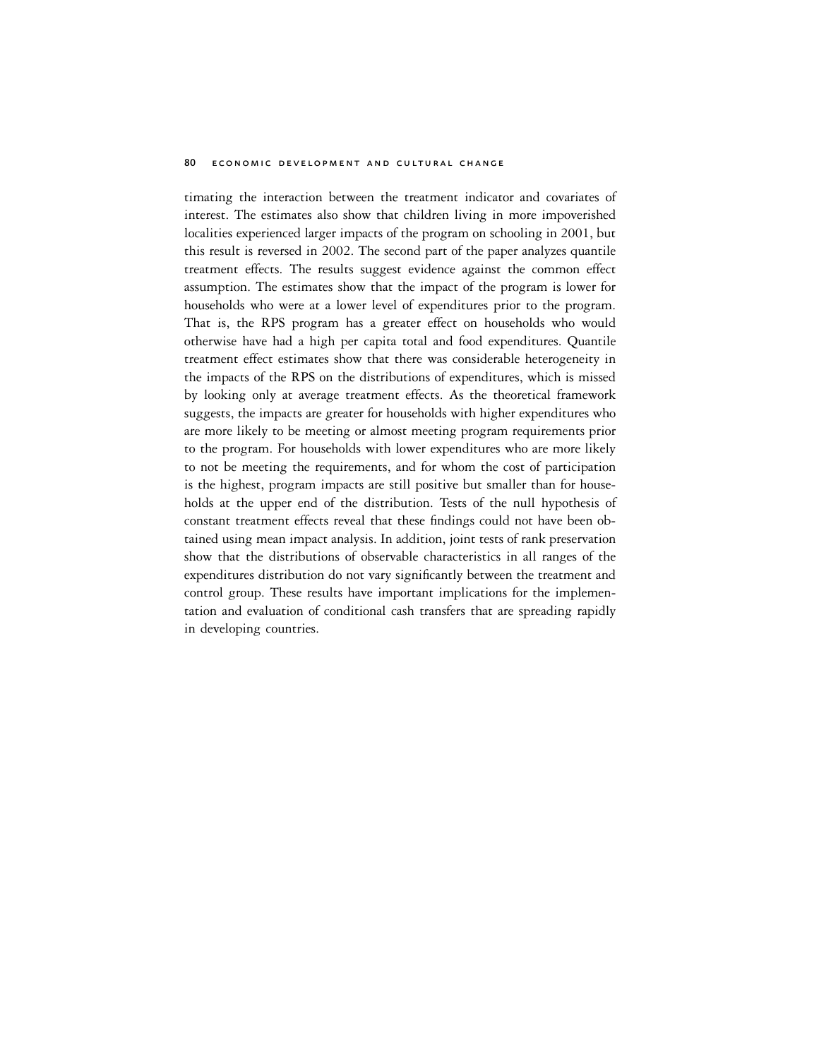timating the interaction between the treatment indicator and covariates of interest. The estimates also show that children living in more impoverished localities experienced larger impacts of the program on schooling in 2001, but this result is reversed in 2002. The second part of the paper analyzes quantile treatment effects. The results suggest evidence against the common effect assumption. The estimates show that the impact of the program is lower for households who were at a lower level of expenditures prior to the program. That is, the RPS program has a greater effect on households who would otherwise have had a high per capita total and food expenditures. Quantile treatment effect estimates show that there was considerable heterogeneity in the impacts of the RPS on the distributions of expenditures, which is missed by looking only at average treatment effects. As the theoretical framework suggests, the impacts are greater for households with higher expenditures who are more likely to be meeting or almost meeting program requirements prior to the program. For households with lower expenditures who are more likely to not be meeting the requirements, and for whom the cost of participation is the highest, program impacts are still positive but smaller than for households at the upper end of the distribution. Tests of the null hypothesis of constant treatment effects reveal that these findings could not have been obtained using mean impact analysis. In addition, joint tests of rank preservation show that the distributions of observable characteristics in all ranges of the expenditures distribution do not vary significantly between the treatment and control group. These results have important implications for the implementation and evaluation of conditional cash transfers that are spreading rapidly in developing countries.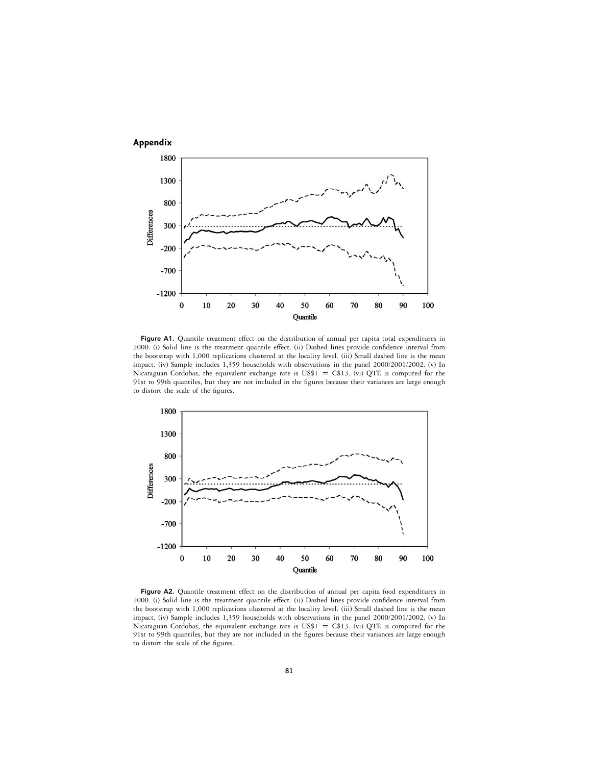## Appendix

**Figure A1.** Quantile treatment effect on the distribution of annual per capita total expenditures in 2000. (i) Solid line is the treatment quantile effect. (ii) Dashed lines provide confidence interval from the bootstrap with 1,000 replications clustered at the locality level. (iii) Small dashed line is the mean impact. (iv) Sample includes 1,359 households with observations in the panel 2000/2001/2002. (v) In Nicaraguan Cordobas, the equivalent exchange rate is US$1 = C$13. (vi) QTE is computed for the 91st to 99th quantiles, but they are not included in the figures because their variances are large enough to distort the scale of the figures.

**Figure A2.** Quantile treatment effect on the distribution of annual per capita food expenditures in 2000. (i) Solid line is the treatment quantile effect. (ii) Dashed lines provide confidence interval from the bootstrap with 1,000 replications clustered at the locality level. (iii) Small dashed line is the mean impact. (iv) Sample includes 1,359 households with observations in the panel 2000/2001/2002. (v) In Nicaraguan Cordobas, the equivalent exchange rate is US$1 = C$13. (vi) QTE is computed for the 91st to 99th quantiles, but they are not included in the figures because their variances are large enough to distort the scale of the figures.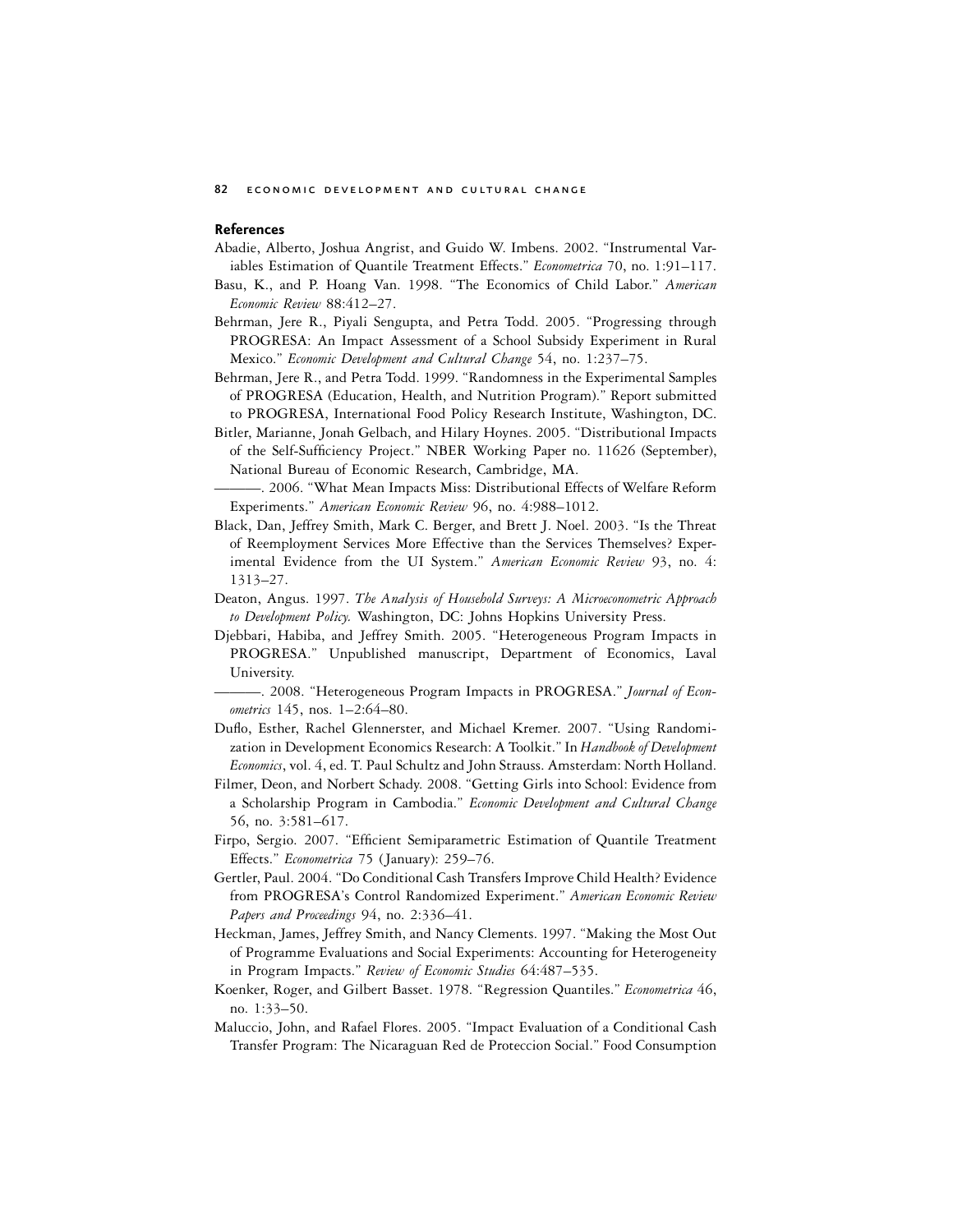## References

Abadie, Alberto, Joshua Angrist, and Guido W. Imbens. 2002. "Instrumental Variables Estimation of Quantile Treatment Effects." *Econometrica* 70, no. 1:91–117.

Basu, K., and P. Hoang Van. 1998. "The Economics of Child Labor." *American Economic Review* 88:412–27.

Behrman, Jere R., Piyali Sengupta, and Petra Todd. 2005. "Progressing through PROGRESA: An Impact Assessment of a School Subsidy Experiment in Rural Mexico." *Economic Development and Cultural Change* 54, no. 1:237–75.

Behrman, Jere R., and Petra Todd. 1999. "Randomness in the Experimental Samples of PROGRESA (Education, Health, and Nutrition Program)." Report submitted to PROGRESA, International Food Policy Research Institute, Washington, DC.

Bitler, Marianne, Jonah Gelbach, and Hilary Hoynes. 2005. "Distributional Impacts of the Self-Sufficiency Project." NBER Working Paper no. 11626 (September), National Bureau of Economic Research, Cambridge, MA.

———. 2006. "What Mean Impacts Miss: Distributional Effects of Welfare Reform Experiments." *American Economic Review* 96, no. 4:988–1012.

Black, Dan, Jeffrey Smith, Mark C. Berger, and Brett J. Noel. 2003. "Is the Threat of Reemployment Services More Effective than the Services Themselves? Experimental Evidence from the UI System." *American Economic Review* 93, no. 4: 1313–27.

Deaton, Angus. 1997. *The Analysis of Household Surveys: A Microeconometric Approach to Development Policy.* Washington, DC: Johns Hopkins University Press.

Djebbari, Habiba, and Jeffrey Smith. 2005. "Heterogeneous Program Impacts in PROGRESA." Unpublished manuscript, Department of Economics, Laval University.

———. 2008. "Heterogeneous Program Impacts in PROGRESA." *Journal of Econometrics* 145, nos. 1–2:64–80.

Duflo, Esther, Rachel Glennerster, and Michael Kremer. 2007. "Using Randomization in Development Economics Research: A Toolkit." In *Handbook of Development Economics*, vol. 4, ed. T. Paul Schultz and John Strauss. Amsterdam: North Holland.

Filmer, Deon, and Norbert Schady. 2008. "Getting Girls into School: Evidence from a Scholarship Program in Cambodia." *Economic Development and Cultural Change* 56, no. 3:581–617.

Firpo, Sergio. 2007. "Efficient Semiparametric Estimation of Quantile Treatment Effects." *Econometrica* 75 (January): 259–76.

Gertler, Paul. 2004. "Do Conditional Cash Transfers Improve Child Health? Evidence from PROGRESA's Control Randomized Experiment." *American Economic Review Papers and Proceedings* 94, no. 2:336–41.

Heckman, James, Jeffrey Smith, and Nancy Clements. 1997. "Making the Most Out of Programme Evaluations and Social Experiments: Accounting for Heterogeneity in Program Impacts." *Review of Economic Studies* 64:487–535.

Koenker, Roger, and Gilbert Basset. 1978. "Regression Quantiles." *Econometrica* 46, no. 1:33–50.

Maluccio, John, and Rafael Flores. 2005. "Impact Evaluation of a Conditional Cash Transfer Program: The Nicaraguan Red de Proteccion Social." Food Consumption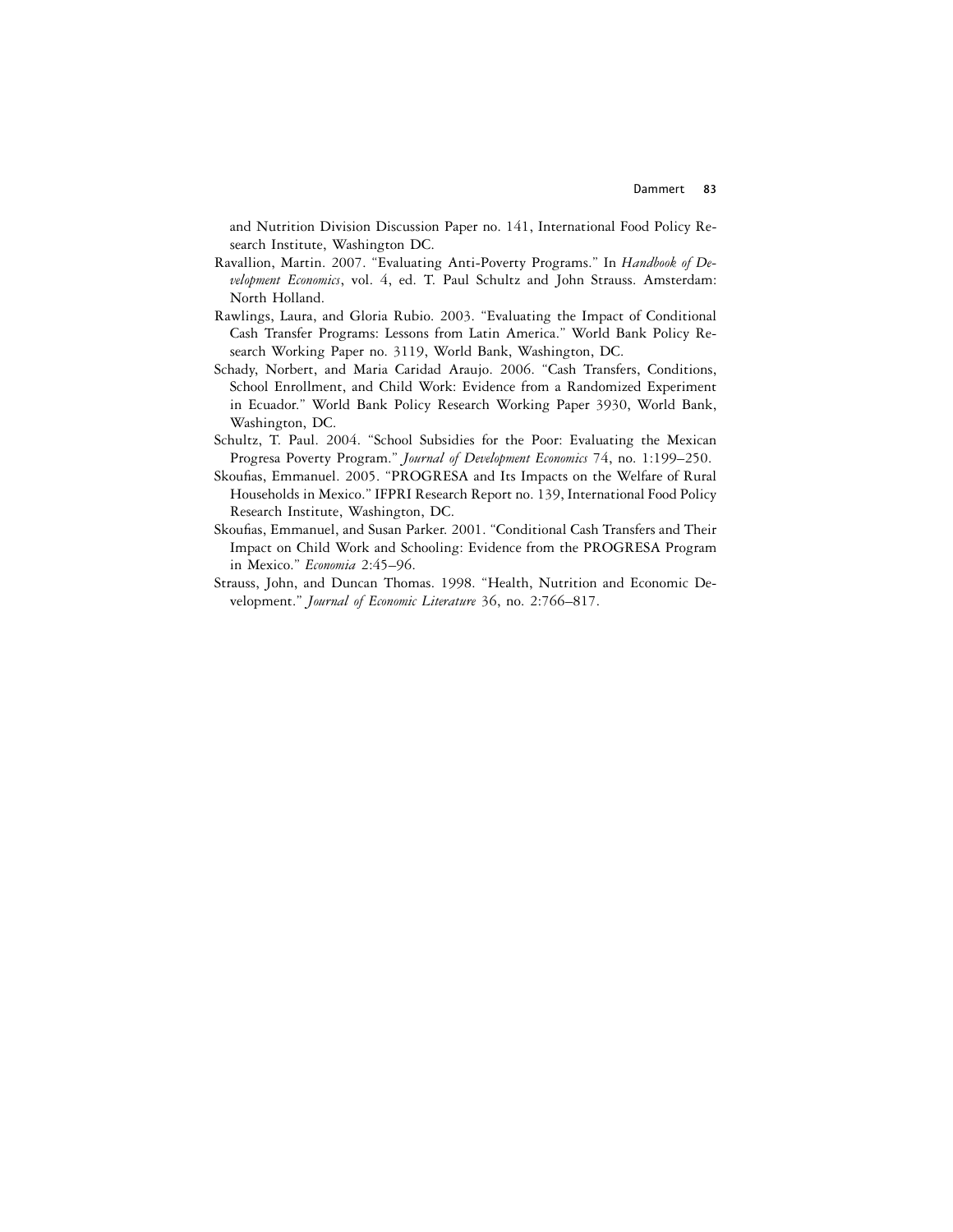and Nutrition Division Discussion Paper no. 141, International Food Policy Research Institute, Washington DC.

Ravallion, Martin. 2007. "Evaluating Anti-Poverty Programs." In *Handbook of Development Economics*, vol. 4, ed. T. Paul Schultz and John Strauss. Amsterdam: North Holland.

Rawlings, Laura, and Gloria Rubio. 2003. "Evaluating the Impact of Conditional Cash Transfer Programs: Lessons from Latin America." World Bank Policy Research Working Paper no. 3119, World Bank, Washington, DC.

Schady, Norbert, and Maria Caridad Araujo. 2006. "Cash Transfers, Conditions, School Enrollment, and Child Work: Evidence from a Randomized Experiment in Ecuador." World Bank Policy Research Working Paper 3930, World Bank, Washington, DC.

Schultz, T. Paul. 2004. "School Subsidies for the Poor: Evaluating the Mexican Progresa Poverty Program." *Journal of Development Economics* 74, no. 1:199–250.

Skoufias, Emmanuel. 2005. "PROGRESA and Its Impacts on the Welfare of Rural Households in Mexico." IFPRI Research Report no. 139, International Food Policy Research Institute, Washington, DC.

Skoufias, Emmanuel, and Susan Parker. 2001. "Conditional Cash Transfers and Their Impact on Child Work and Schooling: Evidence from the PROGRESA Program in Mexico." *Economia* 2:45–96.

Strauss, John, and Duncan Thomas. 1998. "Health, Nutrition and Economic Development." *Journal of Economic Literature* 36, no. 2:766–817.